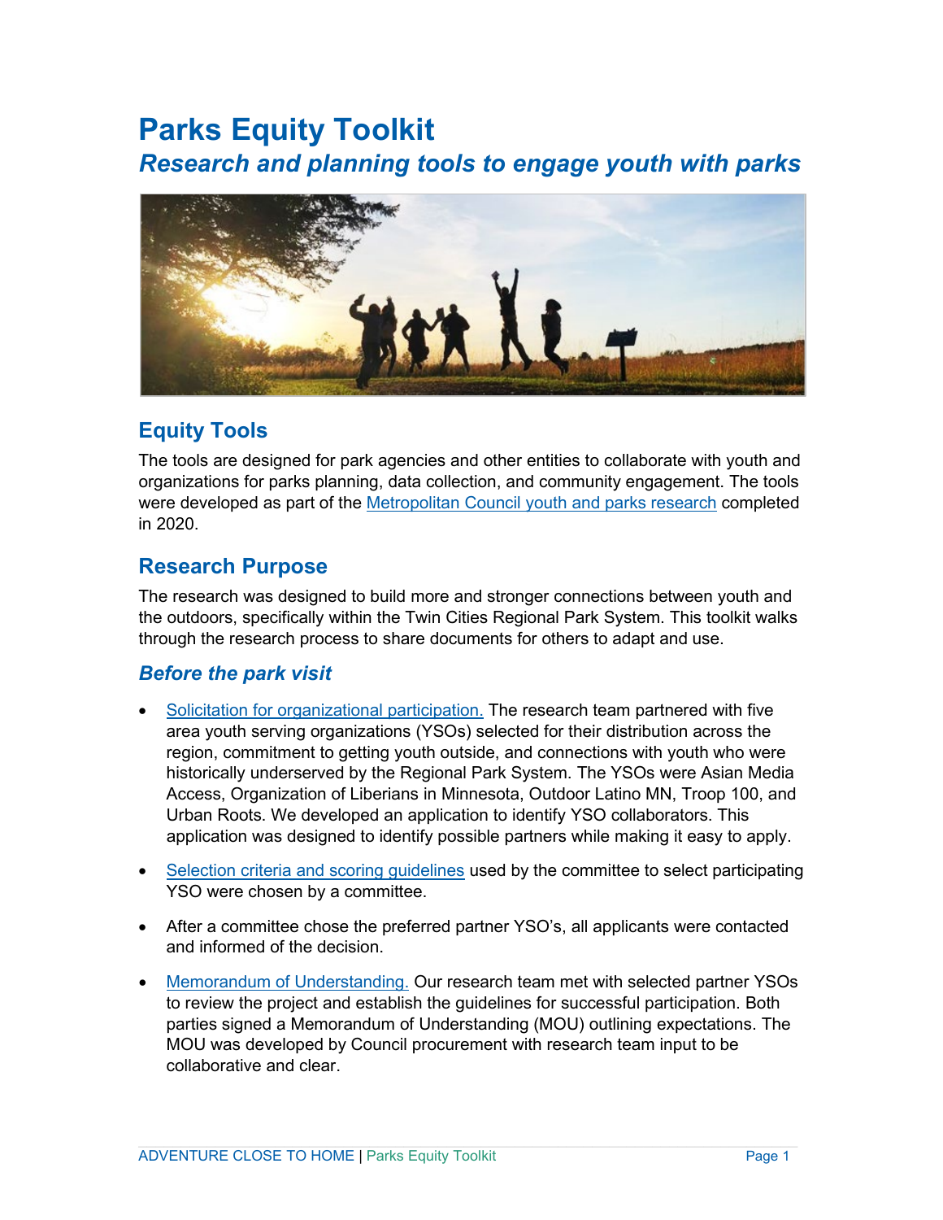# Parks Equity Toolkit

## *Research and planning tools to engage youth with parks*

## Equity Tools

The tools are designed for park agencies and other entities to collaborate with youth and organizations for parks planning, data collection, and community engagement. The tools were developed as part of the Metropolitan Council youth and parks research completed in 2020.

## Research Purpose

The research was designed to build more and stronger connections between youth and the outdoors, specifically within the Twin Cities Regional Park System. This toolkit walks through the research process to share documents for others to adapt and use.

### *Before the park visit*

- Solicitation for organizational participation. The research team partnered with five area youth serving organizations (YSOs) selected for their distribution across the region, commitment to getting youth outside, and connections with youth who were historically underserved by the Regional Park System. The YSOs were Asian Media Access, Organization of Liberians in Minnesota, Outdoor Latino MN, Troop 100, and Urban Roots. We developed an application to identify YSO collaborators. This application was designed to identify possible partners while making it easy to apply.
- Selection criteria and scoring guidelines used by the committee to select participating YSO were chosen by a committee.
- After a committee chose the preferred partner YSO's, all applicants were contacted and informed of the decision.
- Memorandum of Understanding. Our research team met with selected partner YSOs to review the project and establish the guidelines for successful participation. Both parties signed a Memorandum of Understanding (MOU) outlining expectations. The MOU was developed by Council procurement with research team input to be collaborative and clear.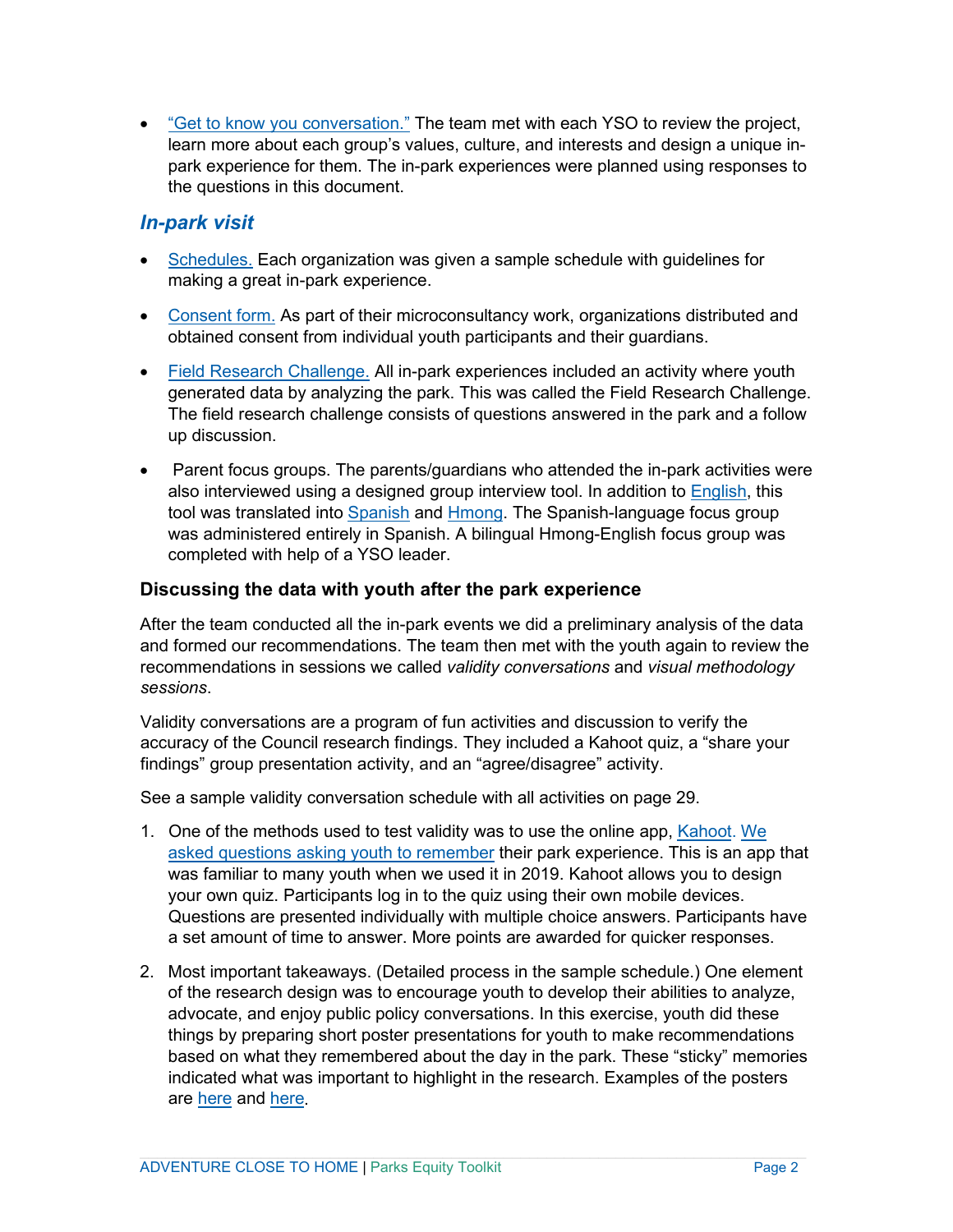- “Get to know you conversation.” The team met with each YSO to review the project, learn more about each group’s values, culture, and interests and design a unique in-park experience for them. The in-park experiences were planned using responses to the questions in this document.

### *In-park visit*

- Schedules. Each organization was given a sample schedule with guidelines for making a great in-park experience.
- Consent form. As part of their microconsultancy work, organizations distributed and obtained consent from individual youth participants and their guardians.
- Field Research Challenge. All in-park experiences included an activity where youth generated data by analyzing the park. This was called the Field Research Challenge. The field research challenge consists of questions answered in the park and a follow up discussion.
- Parent focus groups. The parents/guardians who attended the in-park activities were also interviewed using a designed group interview tool. In addition to English, this tool was translated into Spanish and Hmong. The Spanish-language focus group was administered entirely in Spanish. A bilingual Hmong-English focus group was completed with help of a YSO leader.

### Discussing the data with youth after the park experience

After the team conducted all the in-park events we did a preliminary analysis of the data and formed our recommendations. The team then met with the youth again to review the recommendations in sessions we called *validity conversations* and *visual methodology sessions*.

Validity conversations are a program of fun activities and discussion to verify the accuracy of the Council research findings. They included a Kahoot quiz, a “share your findings” group presentation activity, and an “agree/disagree” activity.

See a sample validity conversation schedule with all activities on page 29.

1. One of the methods used to test validity was to use the online app, Kahoot. We asked questions asking youth to remember their park experience. This is an app that was familiar to many youth when we used it in 2019. Kahoot allows you to design your own quiz. Participants log in to the quiz using their own mobile devices. Questions are presented individually with multiple choice answers. Participants have a set amount of time to answer. More points are awarded for quicker responses.
2. Most important takeaways. (Detailed process in the sample schedule.) One element of the research design was to encourage youth to develop their abilities to analyze, advocate, and enjoy public policy conversations. In this exercise, youth did these things by preparing short poster presentations for youth to make recommendations based on what they remembered about the day in the park. These “sticky” memories indicated what was important to highlight in the research. Examples of the posters are here and here.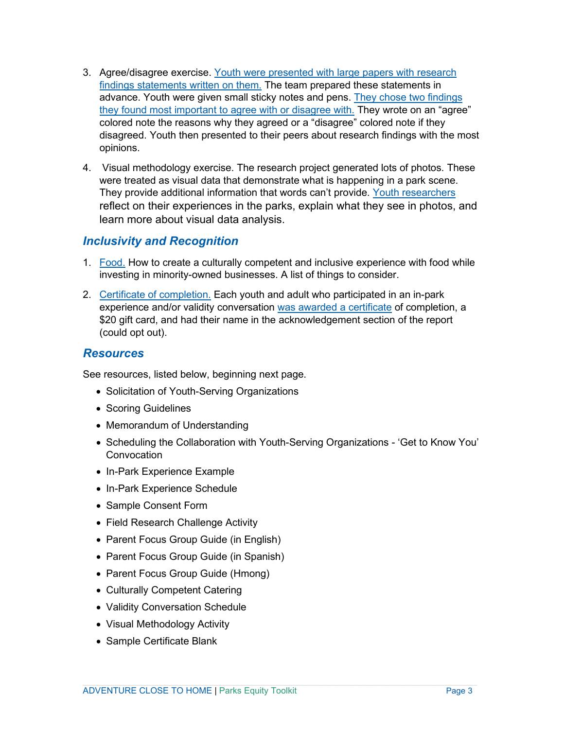3. Agree/disagree exercise. Youth were presented with large papers with research findings statements written on them. The team prepared these statements in advance. Youth were given small sticky notes and pens. They chose two findings they found most important to agree with or disagree with. They wrote on an "agree" colored note the reasons why they agreed or a "disagree" colored note if they disagreed. Youth then presented to their peers about research findings with the most opinions.

4. Visual methodology exercise. The research project generated lots of photos. These were treated as visual data that demonstrate what is happening in a park scene. They provide additional information that words can't provide. Youth researchers reflect on their experiences in the parks, explain what they see in photos, and learn more about visual data analysis.

## *Inclusivity and Recognition*

1. Food. How to create a culturally competent and inclusive experience with food while investing in minority-owned businesses. A list of things to consider.

2. Certificate of completion. Each youth and adult who participated in an in-park experience and/or validity conversation was awarded a certificate of completion, a $20 gift card, and had their name in the acknowledgement section of the report (could opt out).

## *Resources*

See resources, listed below, beginning next page.

- Solicitation of Youth-Serving Organizations
- Scoring Guidelines
- Memorandum of Understanding
- Scheduling the Collaboration with Youth-Serving Organizations - 'Get to Know You' Convocation
- In-Park Experience Example
- In-Park Experience Schedule
- Sample Consent Form
- Field Research Challenge Activity
- Parent Focus Group Guide (in English)
- Parent Focus Group Guide (in Spanish)
- Parent Focus Group Guide (Hmong)
- Culturally Competent Catering
- Validity Conversation Schedule
- Visual Methodology Activity
- Sample Certificate Blank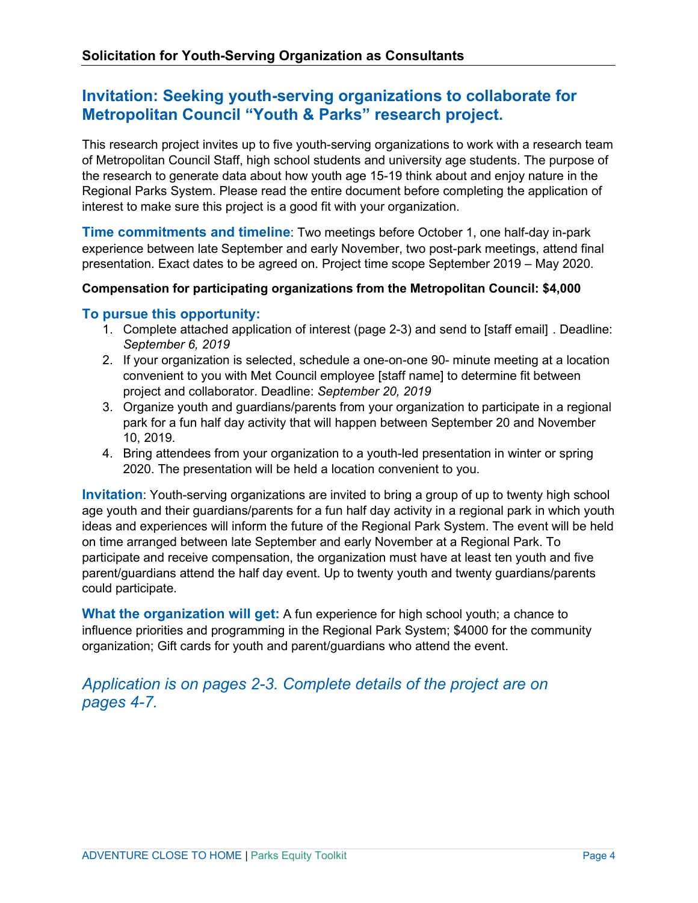## Solicitation for Youth-Serving Organization as Consultants

# Invitation: Seeking youth-serving organizations to collaborate for Metropolitan Council "Youth & Parks" research project.

This research project invites up to five youth-serving organizations to work with a research team of Metropolitan Council Staff, high school students and university age students. The purpose of the research to generate data about how youth age 15-19 think about and enjoy nature in the Regional Parks System. Please read the entire document before completing the application of interest to make sure this project is a good fit with your organization.

**Time commitments and timeline**: Two meetings before October 1, one half-day in-park experience between late September and early November, two post-park meetings, attend final presentation. Exact dates to be agreed on. Project time scope September 2019 – May 2020.

**Compensation for participating organizations from the Metropolitan Council: $4,000**

### To pursue this opportunity:

1. Complete attached application of interest (page 2-3) and send to [staff email] . Deadline: *September 6, 2019*
2. If your organization is selected, schedule a one-on-one 90- minute meeting at a location convenient to you with Met Council employee [staff name] to determine fit between project and collaborator. Deadline: *September 20, 2019*
3. Organize youth and guardians/parents from your organization to participate in a regional park for a fun half day activity that will happen between September 20 and November 10, 2019.
4. Bring attendees from your organization to a youth-led presentation in winter or spring 2020. The presentation will be held a location convenient to you.

**Invitation**: Youth-serving organizations are invited to bring a group of up to twenty high school age youth and their guardians/parents for a fun half day activity in a regional park in which youth ideas and experiences will inform the future of the Regional Park System. The event will be held on time arranged between late September and early November at a Regional Park. To participate and receive compensation, the organization must have at least ten youth and five parent/guardians attend the half day event. Up to twenty youth and twenty guardians/parents could participate.

**What the organization will get:** A fun experience for high school youth; a chance to influence priorities and programming in the Regional Park System; $4000 for the community organization; Gift cards for youth and parent/guardians who attend the event.

*Application is on pages 2-3. Complete details of the project are on pages 4-7.*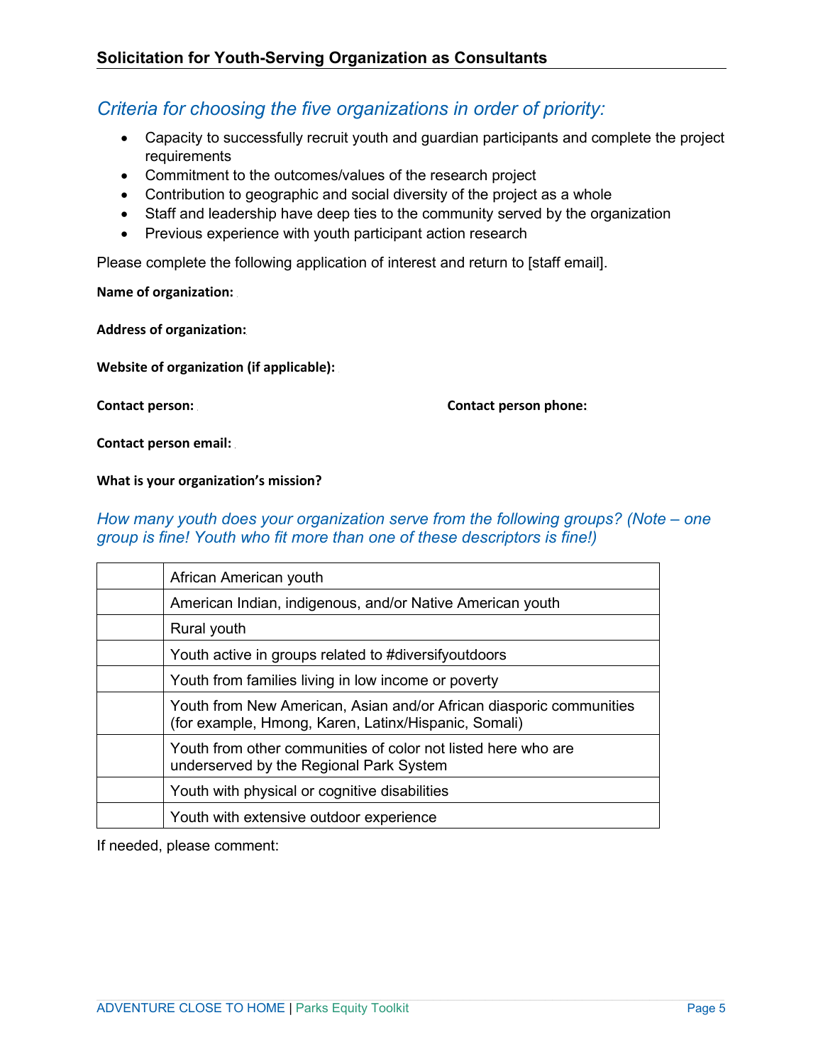## Solicitation for Youth-Serving Organization as Consultants

### *Criteria for choosing the five organizations in order of priority:*

- Capacity to successfully recruit youth and guardian participants and complete the project requirements
- Commitment to the outcomes/values of the research project
- Contribution to geographic and social diversity of the project as a whole
- Staff and leadership have deep ties to the community served by the organization
- Previous experience with youth participant action research

Please complete the following application of interest and return to [staff email].

**Name of organization:**

**Address of organization:**

**Website of organization (if applicable):**

**Contact person:** 

**Contact person phone:**

**Contact person email:**

**What is your organization's mission?**

### *How many youth does your organization serve from the following groups? (Note – one group is fine! Youth who fit more than one of these descriptors is fine!)*

| | |
|---|---|
| | African American youth |
| | American Indian, indigenous, and/or Native American youth |
| | Rural youth |
| | Youth active in groups related to #diversifyoutdoors |
| | Youth from families living in low income or poverty |
| | Youth from New American, Asian and/or African diasporic communities (for example, Hmong, Karen, Latinx/Hispanic, Somali) |
| | Youth from other communities of color not listed here who are underserved by the Regional Park System |
| | Youth with physical or cognitive disabilities |
| | Youth with extensive outdoor experience |

If needed, please comment: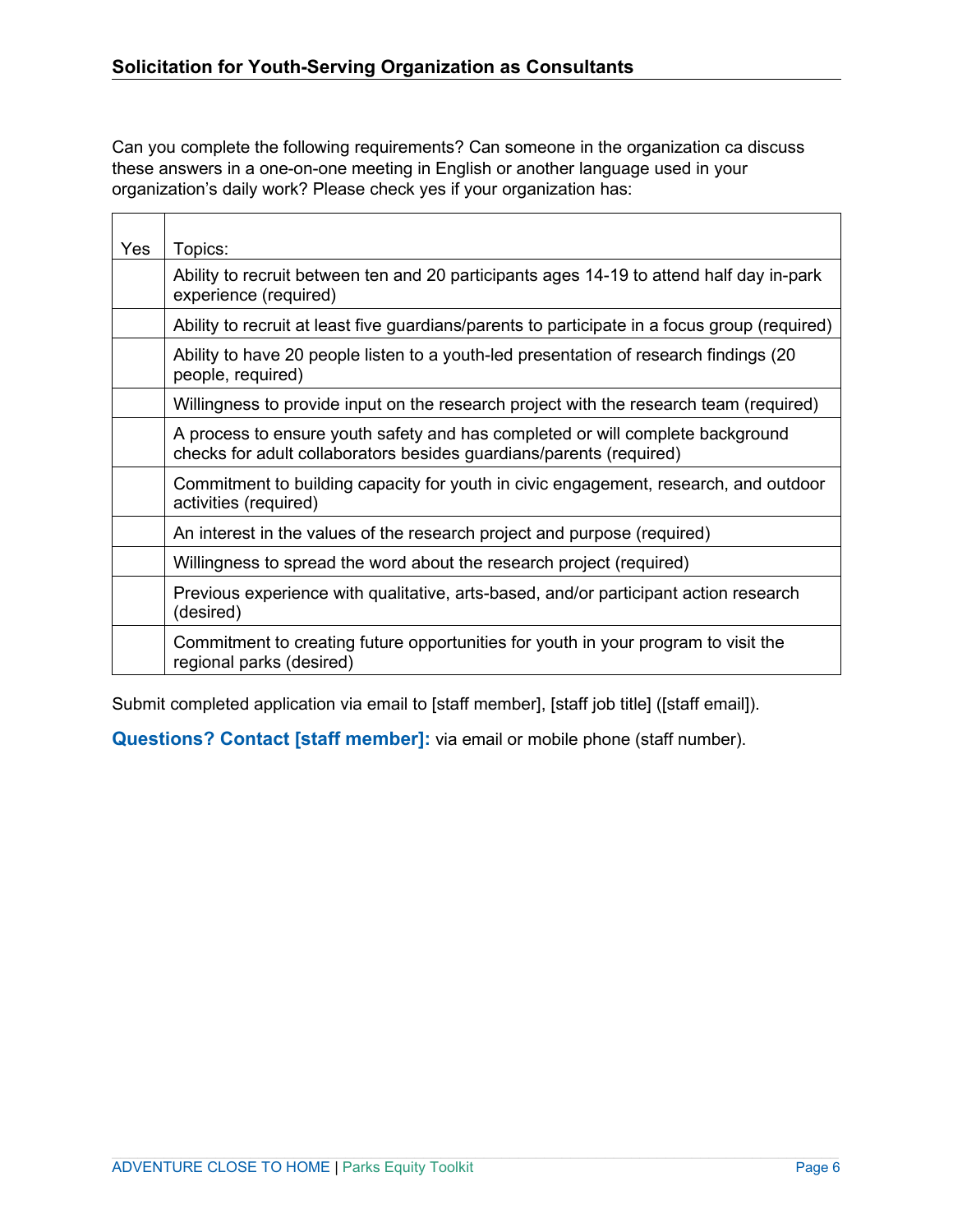**Solicitation for Youth-Serving Organization as Consultants**

Can you complete the following requirements? Can someone in the organization ca discuss these answers in a one-on-one meeting in English or another language used in your organization's daily work? Please check yes if your organization has:

| Yes | Topics: |
|---|---|
| | Ability to recruit between ten and 20 participants ages 14-19 to attend half day in-park experience (required) |
| | Ability to recruit at least five guardians/parents to participate in a focus group (required) |
| | Ability to have 20 people listen to a youth-led presentation of research findings (20 people, required) |
| | Willingness to provide input on the research project with the research team (required) |
| | A process to ensure youth safety and has completed or will complete background checks for adult collaborators besides guardians/parents (required) |
| | Commitment to building capacity for youth in civic engagement, research, and outdoor activities (required) |
| | An interest in the values of the research project and purpose (required) |
| | Willingness to spread the word about the research project (required) |
| | Previous experience with qualitative, arts-based, and/or participant action research (desired) |
| | Commitment to creating future opportunities for youth in your program to visit the regional parks (desired) |

Submit completed application via email to [staff member], [staff job title] ([staff email]).

**Questions? Contact [staff member]:** via email or mobile phone (staff number).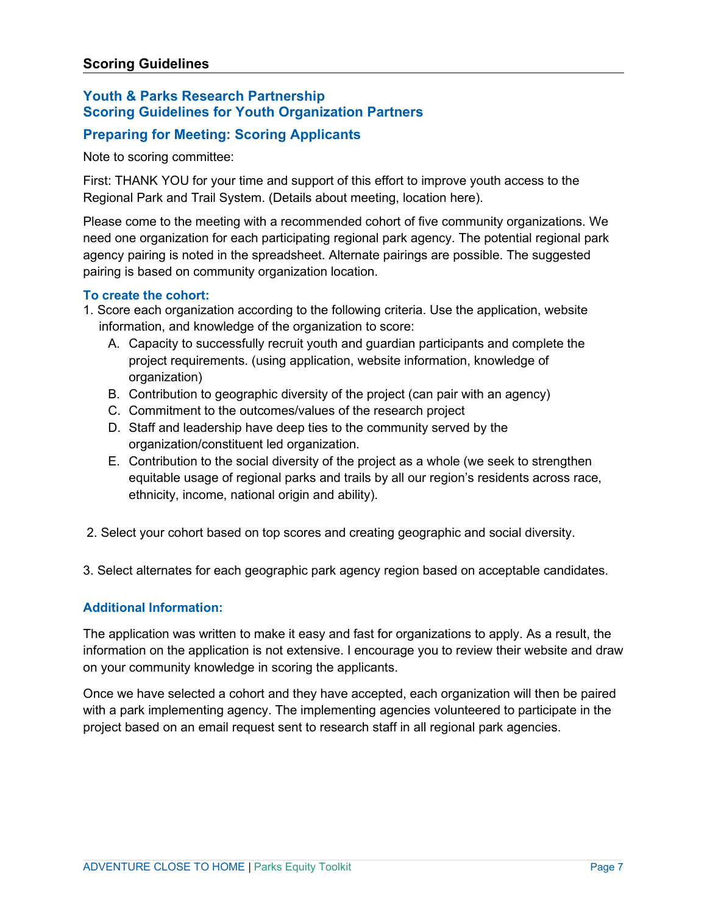## Scoring Guidelines

### Youth & Parks Research Partnership
### Scoring Guidelines for Youth Organization Partners

### Preparing for Meeting: Scoring Applicants

Note to scoring committee:

First: THANK YOU for your time and support of this effort to improve youth access to the Regional Park and Trail System. (Details about meeting, location here).

Please come to the meeting with a recommended cohort of five community organizations. We need one organization for each participating regional park agency. The potential regional park agency pairing is noted in the spreadsheet. Alternate pairings are possible. The suggested pairing is based on community organization location.

**To create the cohort:**

1. Score each organization according to the following criteria. Use the application, website information, and knowledge of the organization to score:
   A. Capacity to successfully recruit youth and guardian participants and complete the project requirements. (using application, website information, knowledge of organization)
   B. Contribution to geographic diversity of the project (can pair with an agency)
   C. Commitment to the outcomes/values of the research project
   D. Staff and leadership have deep ties to the community served by the organization/constituent led organization.
   E. Contribution to the social diversity of the project as a whole (we seek to strengthen equitable usage of regional parks and trails by all our region's residents across race, ethnicity, income, national origin and ability).

2. Select your cohort based on top scores and creating geographic and social diversity.

3. Select alternates for each geographic park agency region based on acceptable candidates.

**Additional Information:**

The application was written to make it easy and fast for organizations to apply. As a result, the information on the application is not extensive. I encourage you to review their website and draw on your community knowledge in scoring the applicants.

Once we have selected a cohort and they have accepted, each organization will then be paired with a park implementing agency. The implementing agencies volunteered to participate in the project based on an email request sent to research staff in all regional park agencies.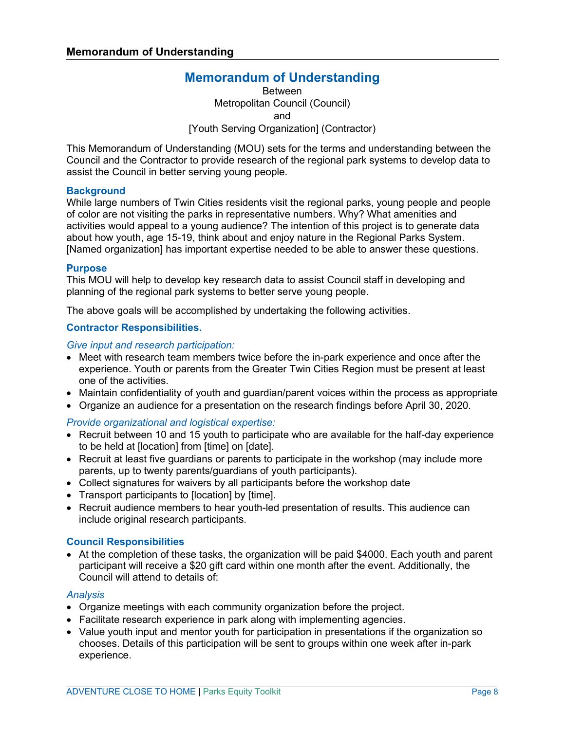# Memorandum of Understanding

Between
Metropolitan Council (Council)
and
[Youth Serving Organization] (Contractor)

This Memorandum of Understanding (MOU) sets for the terms and understanding between the Council and the Contractor to provide research of the regional park systems to develop data to assist the Council in better serving young people.

## Background

While large numbers of Twin Cities residents visit the regional parks, young people and people of color are not visiting the parks in representative numbers. Why? What amenities and activities would appeal to a young audience? The intention of this project is to generate data about how youth, age 15-19, think about and enjoy nature in the Regional Parks System. [Named organization] has important expertise needed to be able to answer these questions.

## Purpose

This MOU will help to develop key research data to assist Council staff in developing and planning of the regional park systems to better serve young people.

The above goals will be accomplished by undertaking the following activities.

## Contractor Responsibilities.

*Give input and research participation:*

- Meet with research team members twice before the in-park experience and once after the experience. Youth or parents from the Greater Twin Cities Region must be present at least one of the activities.
- Maintain confidentiality of youth and guardian/parent voices within the process as appropriate
- Organize an audience for a presentation on the research findings before April 30, 2020.

*Provide organizational and logistical expertise:*

- Recruit between 10 and 15 youth to participate who are available for the half-day experience to be held at [location] from [time] on [date].
- Recruit at least five guardians or parents to participate in the workshop (may include more parents, up to twenty parents/guardians of youth participants).
- Collect signatures for waivers by all participants before the workshop date
- Transport participants to [location] by [time].
- Recruit audience members to hear youth-led presentation of results. This audience can include original research participants.

## Council Responsibilities

- At the completion of these tasks, the organization will be paid $4000. Each youth and parent participant will receive a $20 gift card within one month after the event. Additionally, the Council will attend to details of:

*Analysis*

- Organize meetings with each community organization before the project.
- Facilitate research experience in park along with implementing agencies.
- Value youth input and mentor youth for participation in presentations if the organization so chooses. Details of this participation will be sent to groups within one week after in-park experience.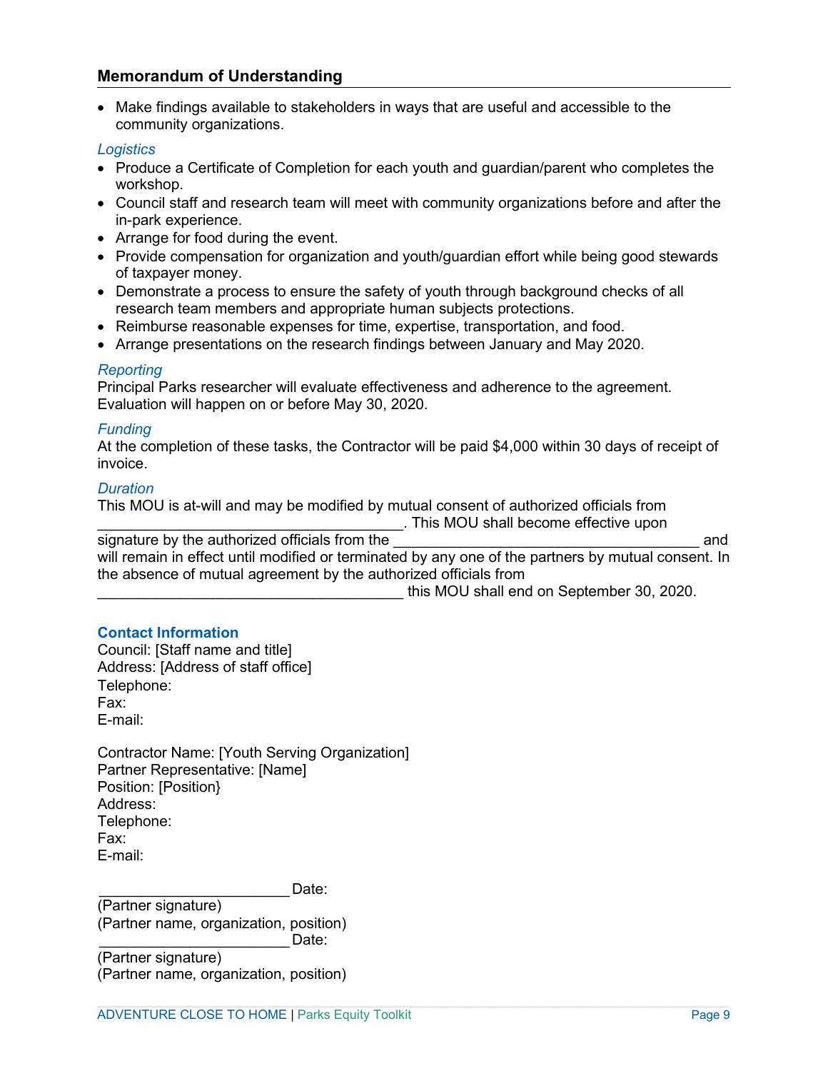## Memorandum of Understanding

- Make findings available to stakeholders in ways that are useful and accessible to the community organizations.

### *Logistics*

- Produce a Certificate of Completion for each youth and guardian/parent who completes the workshop.
- Council staff and research team will meet with community organizations before and after the in-park experience.
- Arrange for food during the event.
- Provide compensation for organization and youth/guardian effort while being good stewards of taxpayer money.
- Demonstrate a process to ensure the safety of youth through background checks of all research team members and appropriate human subjects protections.
- Reimburse reasonable expenses for time, expertise, transportation, and food.
- Arrange presentations on the research findings between January and May 2020.

### *Reporting*

Principal Parks researcher will evaluate effectiveness and adherence to the agreement. Evaluation will happen on or before May 30, 2020.

### *Funding*

At the completion of these tasks, the Contractor will be paid $4,000 within 30 days of receipt of invoice.

### *Duration*

This MOU is at-will and may be modified by mutual consent of authorized officials from ______________________________________. This MOU shall become effective upon signature by the authorized officials from the ______________________________________ and will remain in effect until modified or terminated by any one of the partners by mutual consent. In the absence of mutual agreement by the authorized officials from ______________________________________ this MOU shall end on September 30, 2020.

### **Contact Information**

Council: [Staff name and title]
Address: [Address of staff office]
Telephone:
Fax:
E-mail:

Contractor Name: [Youth Serving Organization]
Partner Representative: [Name]
Position: [Position}
Address:
Telephone:
Fax:
E-mail:

________________________ Date:
(Partner signature)
(Partner name, organization, position)
________________________ Date:
(Partner signature)
(Partner name, organization, position)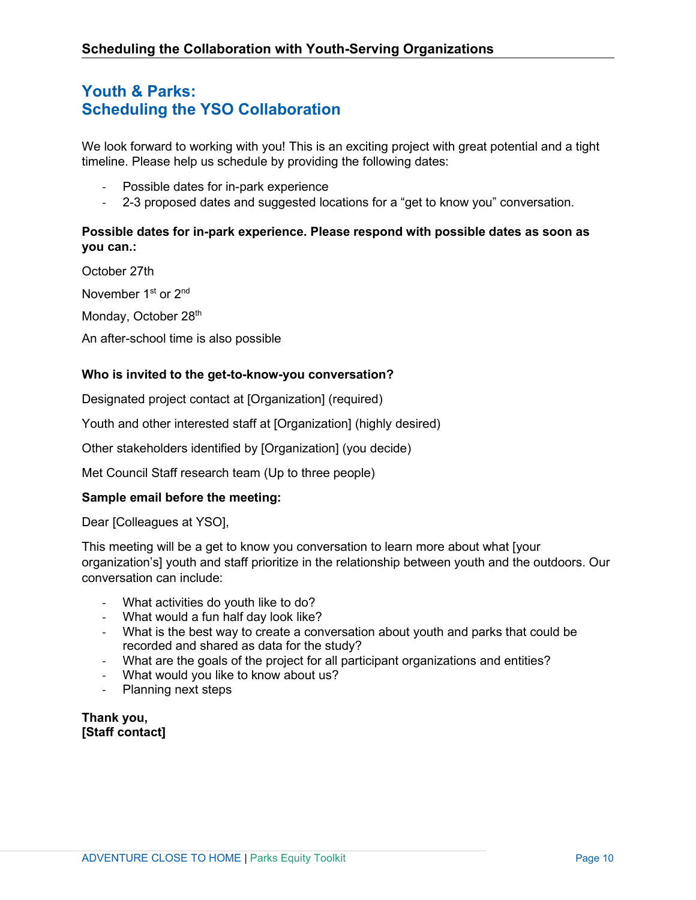# Youth & Parks: Scheduling the YSO Collaboration

We look forward to working with you! This is an exciting project with great potential and a tight timeline. Please help us schedule by providing the following dates:

- Possible dates for in-park experience
- 2-3 proposed dates and suggested locations for a "get to know you" conversation.

**Possible dates for in-park experience. Please respond with possible dates as soon as you can.:**

October 27th

November 1st or 2nd

Monday, October 28th

An after-school time is also possible

**Who is invited to the get-to-know-you conversation?**

Designated project contact at [Organization] (required)

Youth and other interested staff at [Organization] (highly desired)

Other stakeholders identified by [Organization] (you decide)

Met Council Staff research team (Up to three people)

**Sample email before the meeting:**

Dear [Colleagues at YSO],

This meeting will be a get to know you conversation to learn more about what [your organization's] youth and staff prioritize in the relationship between youth and the outdoors. Our conversation can include:

- What activities do youth like to do?
- What would a fun half day look like?
- What is the best way to create a conversation about youth and parks that could be recorded and shared as data for the study?
- What are the goals of the project for all participant organizations and entities?
- What would you like to know about us?
- Planning next steps

**Thank you,**
**[Staff contact]**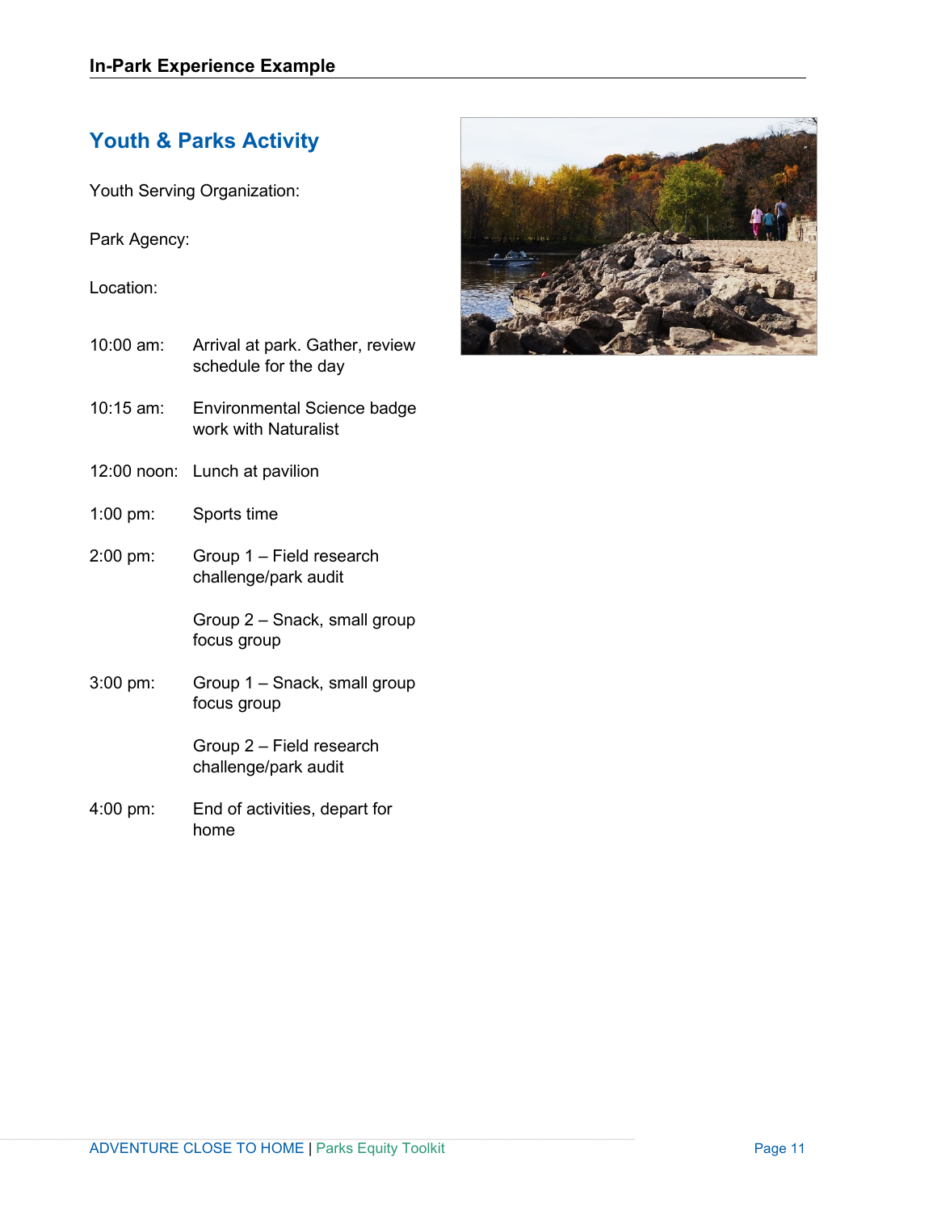## In-Park Experience Example

# Youth & Parks Activity

Youth Serving Organization:

Park Agency:

Location:

10:00 am: Arrival at park. Gather, review schedule for the day

10:15 am: Environmental Science badge work with Naturalist

12:00 noon: Lunch at pavilion

1:00 pm: Sports time

2:00 pm: Group 1 – Field research challenge/park audit

Group 2 – Snack, small group focus group

3:00 pm: Group 1 – Snack, small group focus group

Group 2 – Field research challenge/park audit

4:00 pm: End of activities, depart for home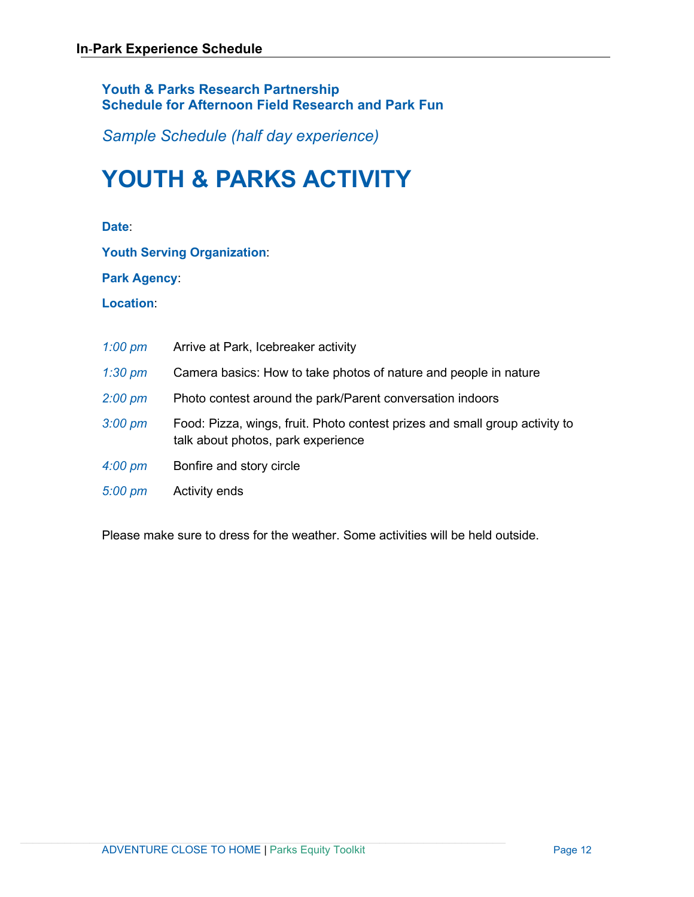## In-Park Experience Schedule

**Youth & Parks Research Partnership**
**Schedule for Afternoon Field Research and Park Fun**

*Sample Schedule (half day experience)*

# YOUTH & PARKS ACTIVITY

**Date**:

**Youth Serving Organization**:

**Park Agency**:

**Location**:

| | |
|---|---|
| *1:00 pm* | Arrive at Park, Icebreaker activity |
| *1:30 pm* | Camera basics: How to take photos of nature and people in nature |
| *2:00 pm* | Photo contest around the park/Parent conversation indoors |
| *3:00 pm* | Food: Pizza, wings, fruit. Photo contest prizes and small group activity to talk about photos, park experience |
| *4:00 pm* | Bonfire and story circle |
| *5:00 pm* | Activity ends |

Please make sure to dress for the weather. Some activities will be held outside.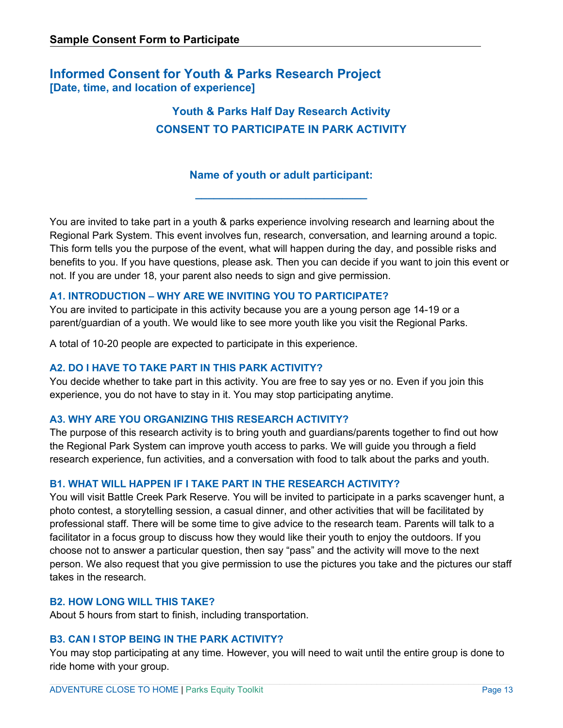**Sample Consent Form to Participate**

## Informed Consent for Youth & Parks Research Project

**[Date, time, and location of experience]**

### Youth & Parks Half Day Research Activity

### CONSENT TO PARTICIPATE IN PARK ACTIVITY

**Name of youth or adult participant:**

**____________________________**

You are invited to take part in a youth & parks experience involving research and learning about the Regional Park System. This event involves fun, research, conversation, and learning around a topic. This form tells you the purpose of the event, what will happen during the day, and possible risks and benefits to you. If you have questions, please ask. Then you can decide if you want to join this event or not. If you are under 18, your parent also needs to sign and give permission.

#### A1. INTRODUCTION – WHY ARE WE INVITING YOU TO PARTICIPATE?

You are invited to participate in this activity because you are a young person age 14-19 or a parent/guardian of a youth. We would like to see more youth like you visit the Regional Parks.

A total of 10-20 people are expected to participate in this experience.

#### A2. DO I HAVE TO TAKE PART IN THIS PARK ACTIVITY?

You decide whether to take part in this activity. You are free to say yes or no. Even if you join this experience, you do not have to stay in it. You may stop participating anytime.

#### A3. WHY ARE YOU ORGANIZING THIS RESEARCH ACTIVITY?

The purpose of this research activity is to bring youth and guardians/parents together to find out how the Regional Park System can improve youth access to parks. We will guide you through a field research experience, fun activities, and a conversation with food to talk about the parks and youth.

#### B1. WHAT WILL HAPPEN IF I TAKE PART IN THE RESEARCH ACTIVITY?

You will visit Battle Creek Park Reserve. You will be invited to participate in a parks scavenger hunt, a photo contest, a storytelling session, a casual dinner, and other activities that will be facilitated by professional staff. There will be some time to give advice to the research team. Parents will talk to a facilitator in a focus group to discuss how they would like their youth to enjoy the outdoors. If you choose not to answer a particular question, then say "pass" and the activity will move to the next person. We also request that you give permission to use the pictures you take and the pictures our staff takes in the research.

#### B2. HOW LONG WILL THIS TAKE?

About 5 hours from start to finish, including transportation.

#### B3. CAN I STOP BEING IN THE PARK ACTIVITY?

You may stop participating at any time. However, you will need to wait until the entire group is done to ride home with your group.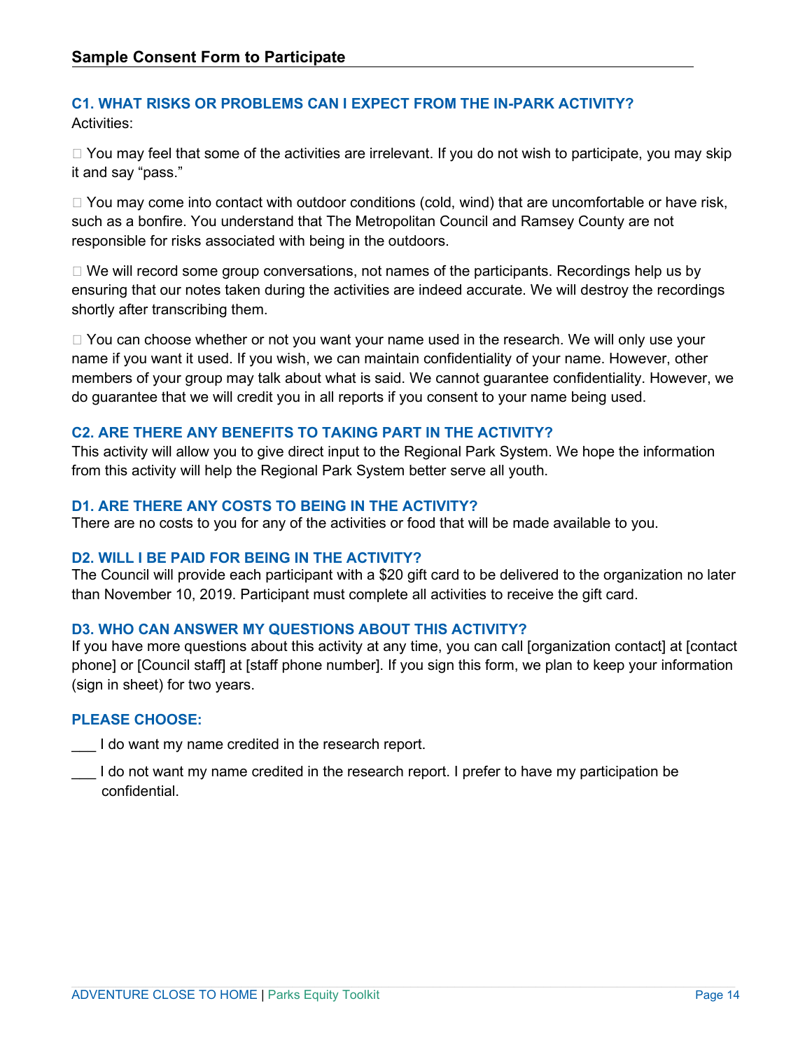## Sample Consent Form to Participate

### C1. WHAT RISKS OR PROBLEMS CAN I EXPECT FROM THE IN-PARK ACTIVITY?

Activities:

- You may feel that some of the activities are irrelevant. If you do not wish to participate, you may skip it and say "pass."
- You may come into contact with outdoor conditions (cold, wind) that are uncomfortable or have risk, such as a bonfire. You understand that The Metropolitan Council and Ramsey County are not responsible for risks associated with being in the outdoors.
- We will record some group conversations, not names of the participants. Recordings help us by ensuring that our notes taken during the activities are indeed accurate. We will destroy the recordings shortly after transcribing them.
- You can choose whether or not you want your name used in the research. We will only use your name if you want it used. If you wish, we can maintain confidentiality of your name. However, other members of your group may talk about what is said. We cannot guarantee confidentiality. However, we do guarantee that we will credit you in all reports if you consent to your name being used.

### C2. ARE THERE ANY BENEFITS TO TAKING PART IN THE ACTIVITY?

This activity will allow you to give direct input to the Regional Park System. We hope the information from this activity will help the Regional Park System better serve all youth.

### D1. ARE THERE ANY COSTS TO BEING IN THE ACTIVITY?

There are no costs to you for any of the activities or food that will be made available to you.

### D2. WILL I BE PAID FOR BEING IN THE ACTIVITY?

The Council will provide each participant with a $20 gift card to be delivered to the organization no later than November 10, 2019. Participant must complete all activities to receive the gift card.

### D3. WHO CAN ANSWER MY QUESTIONS ABOUT THIS ACTIVITY?

If you have more questions about this activity at any time, you can call [organization contact] at [contact phone] or [Council staff] at [staff phone number]. If you sign this form, we plan to keep your information (sign in sheet) for two years.

### PLEASE CHOOSE:

___ I do want my name credited in the research report.

___ I do not want my name credited in the research report. I prefer to have my participation be confidential.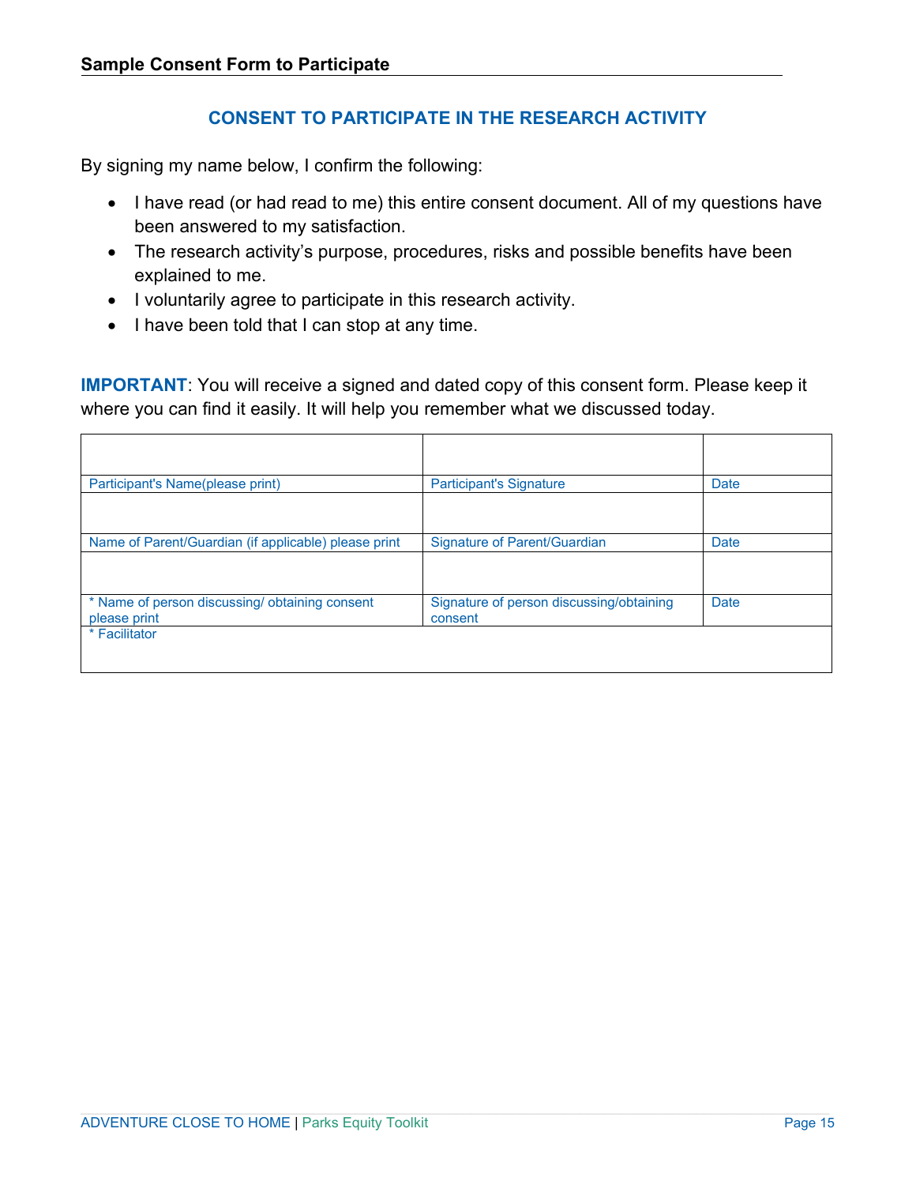**Sample Consent Form to Participate**

## CONSENT TO PARTICIPATE IN THE RESEARCH ACTIVITY

By signing my name below, I confirm the following:

- I have read (or had read to me) this entire consent document. All of my questions have been answered to my satisfaction.
- The research activity's purpose, procedures, risks and possible benefits have been explained to me.
- I voluntarily agree to participate in this research activity.
- I have been told that I can stop at any time.

**IMPORTANT**: You will receive a signed and dated copy of this consent form. Please keep it where you can find it easily. It will help you remember what we discussed today.

| | | |
|---|---|---|
| | | |
| Participant's Name(please print) | Participant's Signature | Date |
| | | |
| Name of Parent/Guardian (if applicable) please print | Signature of Parent/Guardian | Date |
| | | |
| * Name of person discussing/ obtaining consent please print | Signature of person discussing/obtaining consent | Date |
| * Facilitator | | |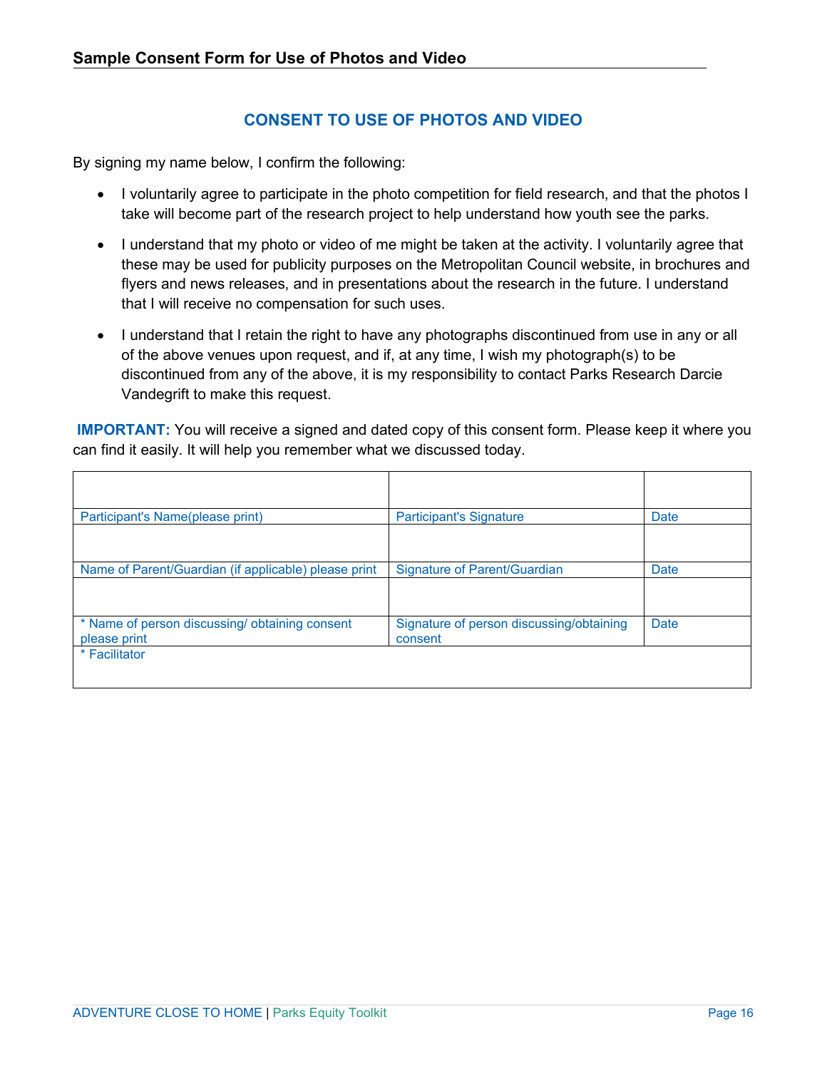## Sample Consent Form for Use of Photos and Video

### CONSENT TO USE OF PHOTOS AND VIDEO

By signing my name below, I confirm the following:

- I voluntarily agree to participate in the photo competition for field research, and that the photos I take will become part of the research project to help understand how youth see the parks.
- I understand that my photo or video of me might be taken at the activity. I voluntarily agree that these may be used for publicity purposes on the Metropolitan Council website, in brochures and flyers and news releases, and in presentations about the research in the future. I understand that I will receive no compensation for such uses.
- I understand that I retain the right to have any photographs discontinued from use in any or all of the above venues upon request, and if, at any time, I wish my photograph(s) to be discontinued from any of the above, it is my responsibility to contact Parks Research Darcie Vandegrift to make this request.

**IMPORTANT:** You will receive a signed and dated copy of this consent form. Please keep it where you can find it easily. It will help you remember what we discussed today.

| | | |
|---|---|---|
| Participant's Name(please print) | Participant's Signature | Date |
| | | |
| Name of Parent/Guardian (if applicable) please print | Signature of Parent/Guardian | Date |
| | | |
| * Name of person discussing/ obtaining consent please print | Signature of person discussing/obtaining consent | Date |
| * Facilitator | | |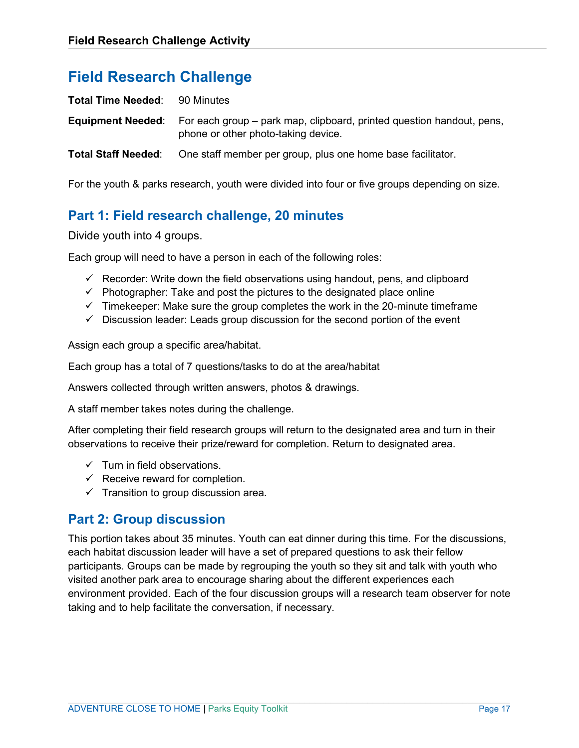# Field Research Challenge

**Total Time Needed**: 90 Minutes

**Equipment Needed**: For each group – park map, clipboard, printed question handout, pens, phone or other photo-taking device.

**Total Staff Needed**: One staff member per group, plus one home base facilitator.

For the youth & parks research, youth were divided into four or five groups depending on size.

## Part 1: Field research challenge, 20 minutes

Divide youth into 4 groups.

Each group will need to have a person in each of the following roles:

- ✓ Recorder: Write down the field observations using handout, pens, and clipboard
- ✓ Photographer: Take and post the pictures to the designated place online
- ✓ Timekeeper: Make sure the group completes the work in the 20-minute timeframe
- ✓ Discussion leader: Leads group discussion for the second portion of the event

Assign each group a specific area/habitat.

Each group has a total of 7 questions/tasks to do at the area/habitat

Answers collected through written answers, photos & drawings.

A staff member takes notes during the challenge.

After completing their field research groups will return to the designated area and turn in their observations to receive their prize/reward for completion. Return to designated area.

- ✓ Turn in field observations.
- ✓ Receive reward for completion.
- ✓ Transition to group discussion area.

## Part 2: Group discussion

This portion takes about 35 minutes. Youth can eat dinner during this time. For the discussions, each habitat discussion leader will have a set of prepared questions to ask their fellow participants. Groups can be made by regrouping the youth so they sit and talk with youth who visited another park area to encourage sharing about the different experiences each environment provided. Each of the four discussion groups will a research team observer for note taking and to help facilitate the conversation, if necessary.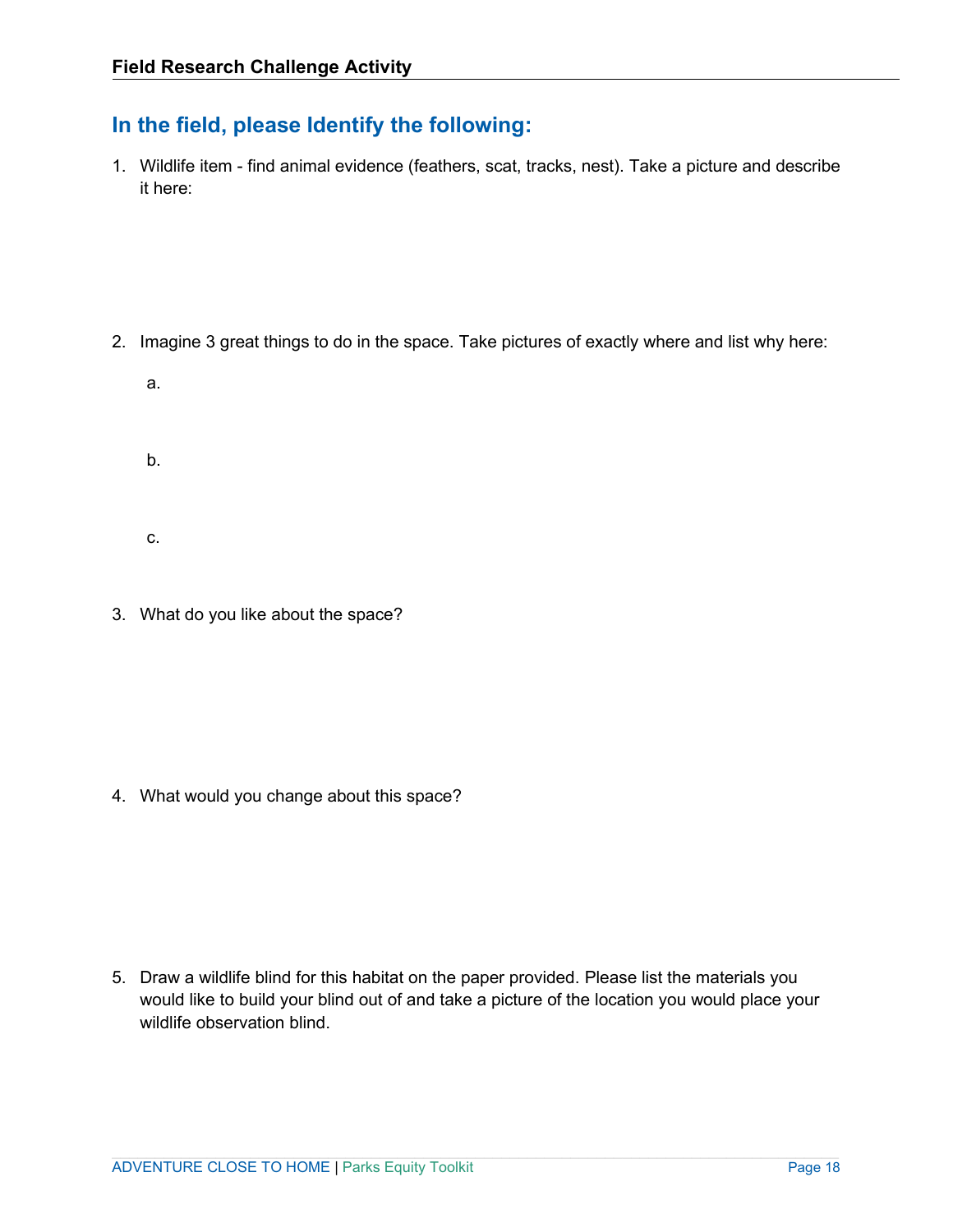## Field Research Challenge Activity

### In the field, please Identify the following:

1. Wildlife item - find animal evidence (feathers, scat, tracks, nest). Take a picture and describe it here:

2. Imagine 3 great things to do in the space. Take pictures of exactly where and list why here:

    a.

    b.

    c.

3. What do you like about the space?

4. What would you change about this space?

5. Draw a wildlife blind for this habitat on the paper provided. Please list the materials you would like to build your blind out of and take a picture of the location you would place your wildlife observation blind.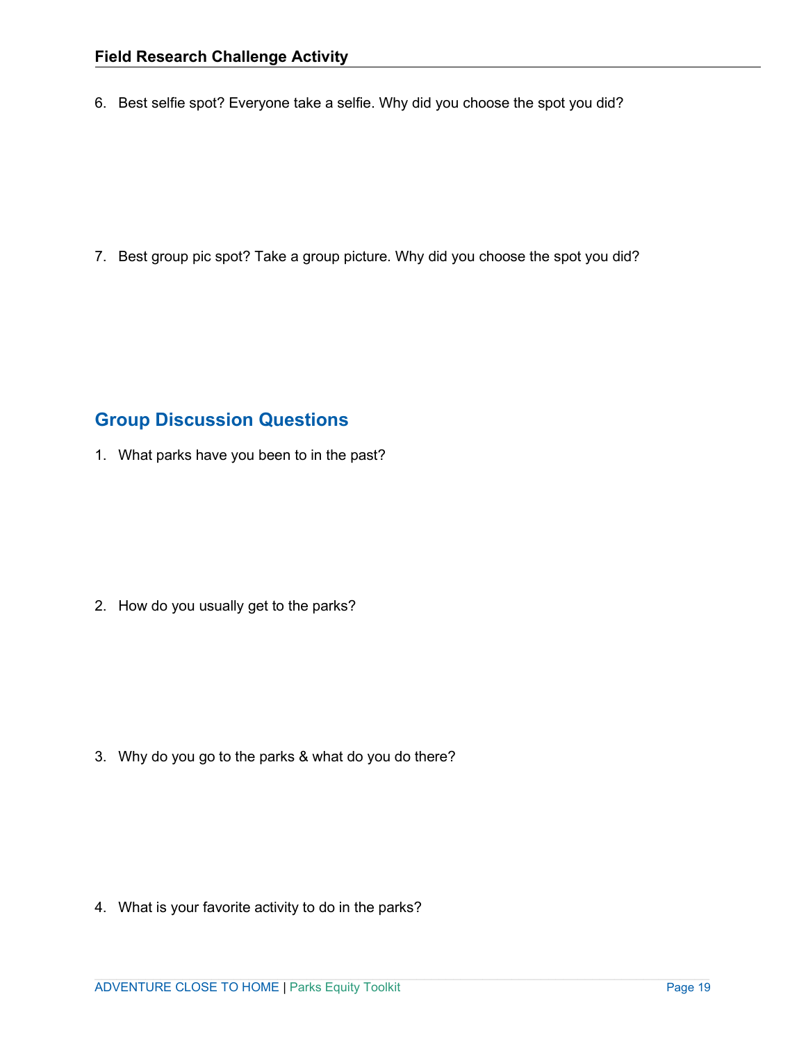6. Best selfie spot? Everyone take a selfie. Why did you choose the spot you did?

7. Best group pic spot? Take a group picture. Why did you choose the spot you did?

## Group Discussion Questions

1. What parks have you been to in the past?

2. How do you usually get to the parks?

3. Why do you go to the parks & what do you do there?

4. What is your favorite activity to do in the parks?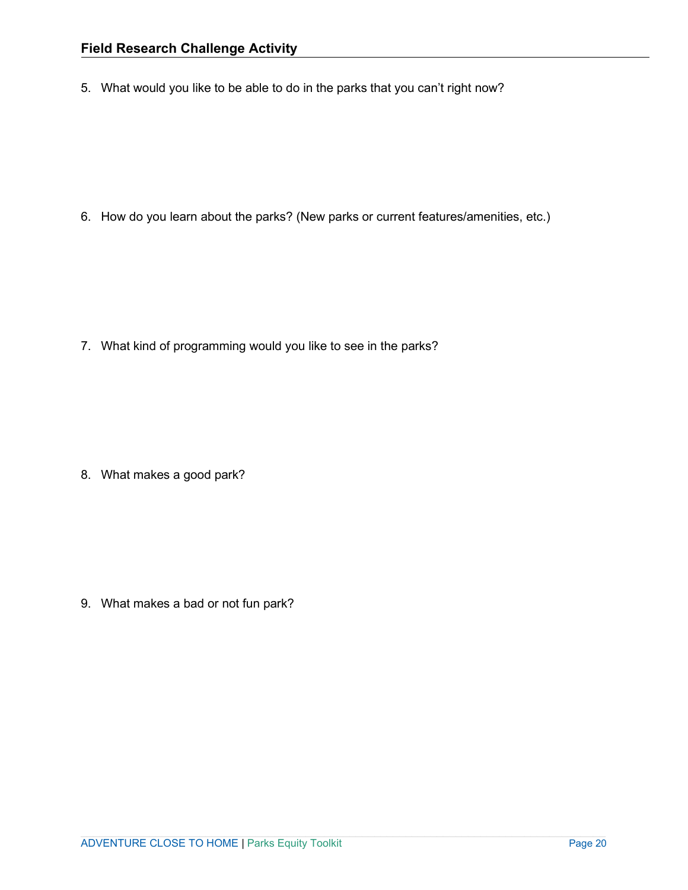## Field Research Challenge Activity

5. What would you like to be able to do in the parks that you can't right now?

6. How do you learn about the parks? (New parks or current features/amenities, etc.)

7. What kind of programming would you like to see in the parks?

8. What makes a good park?

9. What makes a bad or not fun park?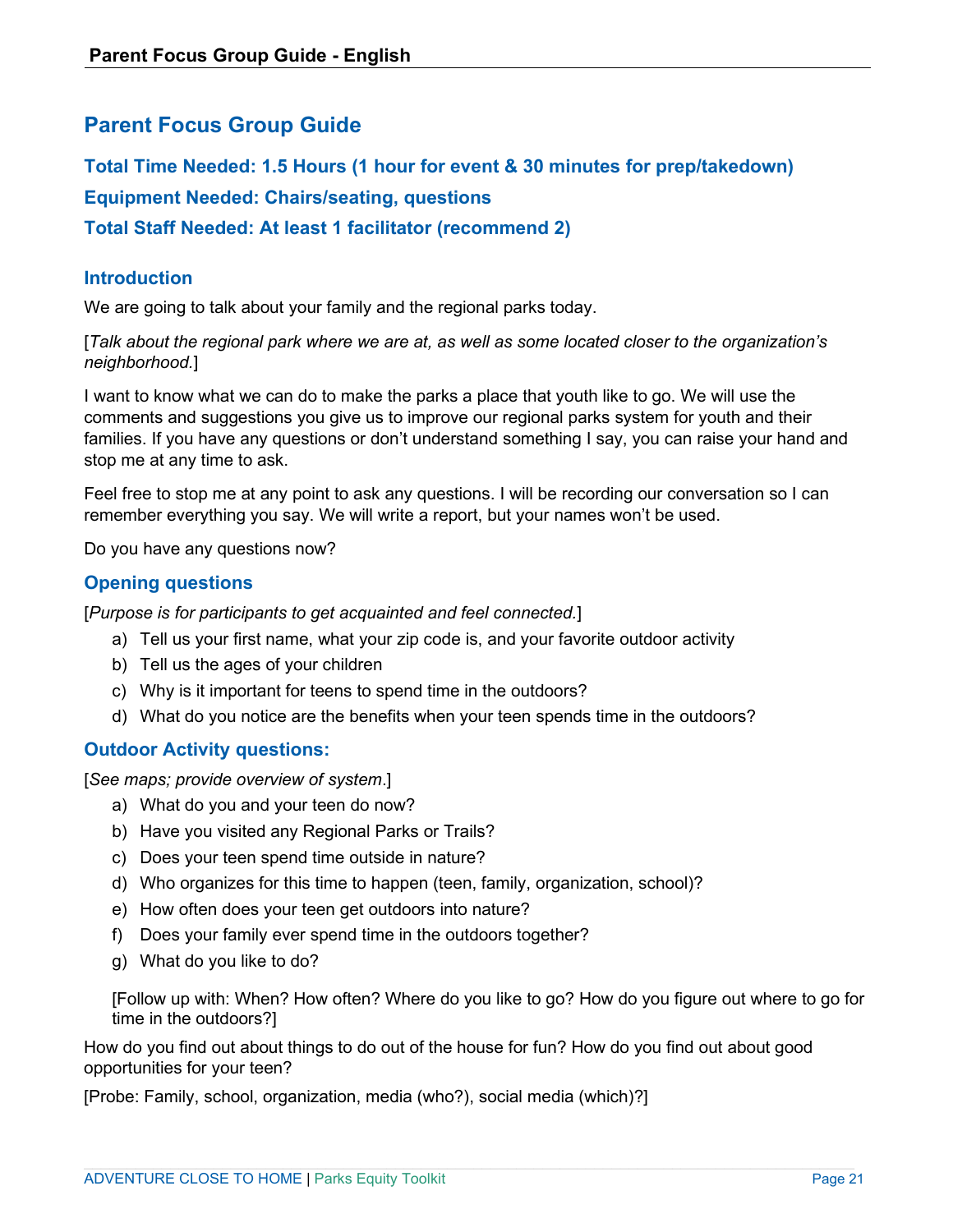# Parent Focus Group Guide

### Total Time Needed: 1.5 Hours (1 hour for event & 30 minutes for prep/takedown)

### Equipment Needed: Chairs/seating, questions

### Total Staff Needed: At least 1 facilitator (recommend 2)

## Introduction

We are going to talk about your family and the regional parks today.

[*Talk about the regional park where we are at, as well as some located closer to the organization's neighborhood.*]

I want to know what we can do to make the parks a place that youth like to go. We will use the comments and suggestions you give us to improve our regional parks system for youth and their families. If you have any questions or don't understand something I say, you can raise your hand and stop me at any time to ask.

Feel free to stop me at any point to ask any questions. I will be recording our conversation so I can remember everything you say. We will write a report, but your names won't be used.

Do you have any questions now?

## Opening questions

[*Purpose is for participants to get acquainted and feel connected.*]

a) Tell us your first name, what your zip code is, and your favorite outdoor activity
b) Tell us the ages of your children
c) Why is it important for teens to spend time in the outdoors?
d) What do you notice are the benefits when your teen spends time in the outdoors?

## Outdoor Activity questions:

[*See maps; provide overview of system*.]

a) What do you and your teen do now?
b) Have you visited any Regional Parks or Trails?
c) Does your teen spend time outside in nature?
d) Who organizes for this time to happen (teen, family, organization, school)?
e) How often does your teen get outdoors into nature?
f) Does your family ever spend time in the outdoors together?
g) What do you like to do?

[Follow up with: When? How often? Where do you like to go? How do you figure out where to go for time in the outdoors?]

How do you find out about things to do out of the house for fun? How do you find out about good opportunities for your teen?

[Probe: Family, school, organization, media (who?), social media (which)?]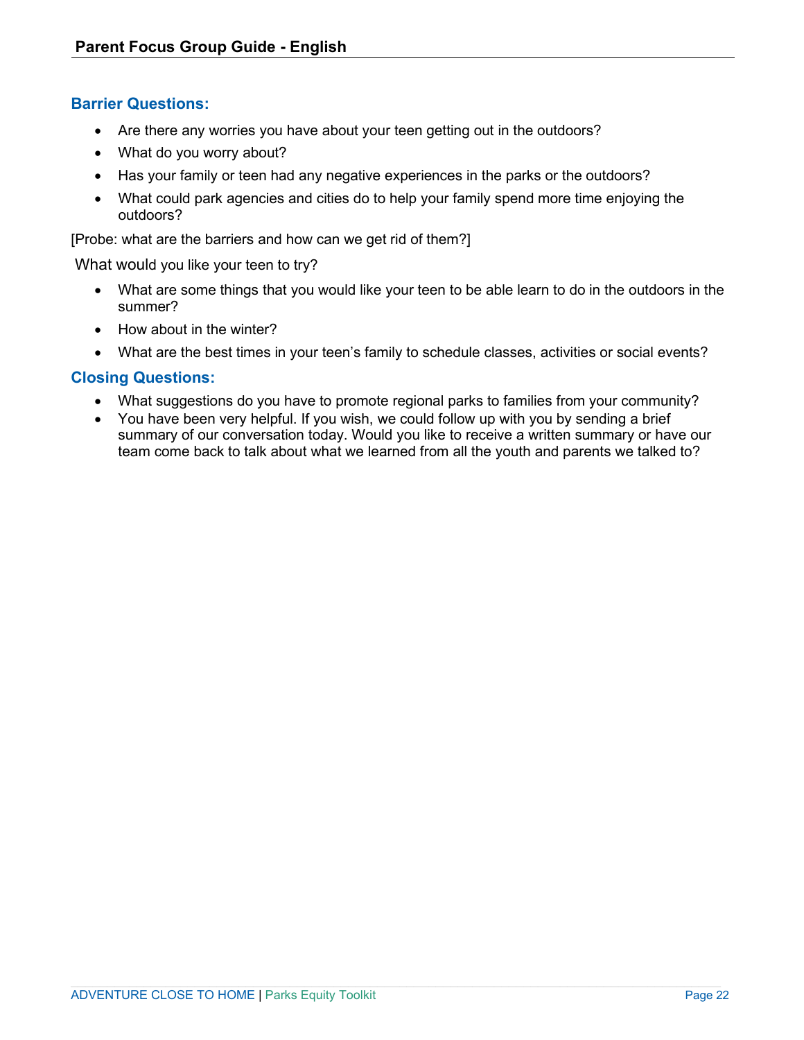### Barrier Questions:

- Are there any worries you have about your teen getting out in the outdoors?
- What do you worry about?
- Has your family or teen had any negative experiences in the parks or the outdoors?
- What could park agencies and cities do to help your family spend more time enjoying the outdoors?

[Probe: what are the barriers and how can we get rid of them?]

What would you like your teen to try?

- What are some things that you would like your teen to be able learn to do in the outdoors in the summer?
- How about in the winter?
- What are the best times in your teen's family to schedule classes, activities or social events?

### Closing Questions:

- What suggestions do you have to promote regional parks to families from your community?
- You have been very helpful. If you wish, we could follow up with you by sending a brief summary of our conversation today. Would you like to receive a written summary or have our team come back to talk about what we learned from all the youth and parents we talked to?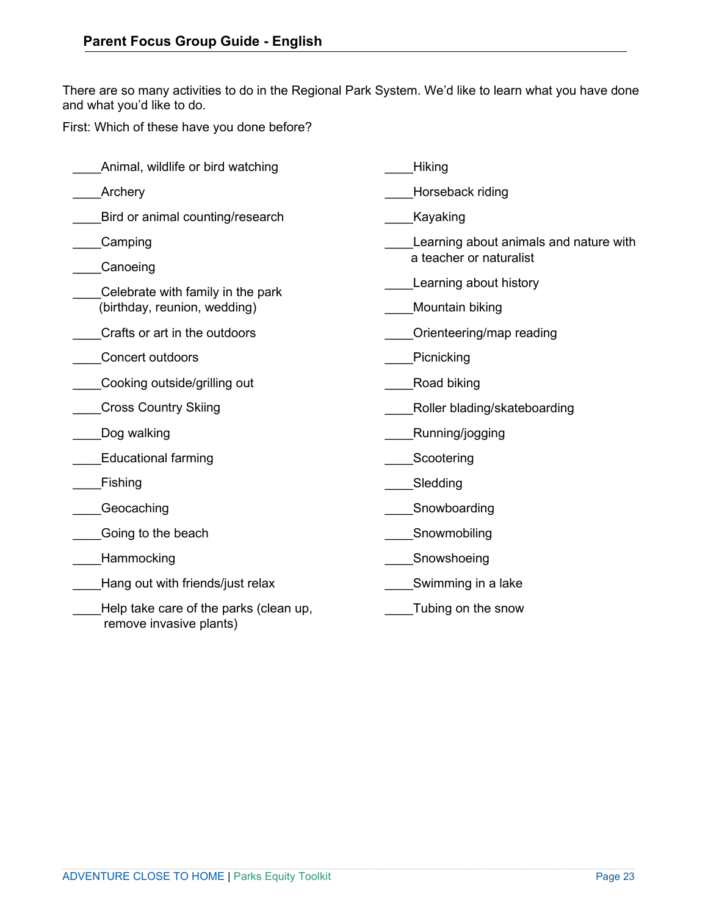## Parent Focus Group Guide - English

There are so many activities to do in the Regional Park System. We'd like to learn what you have done and what you'd like to do.

First: Which of these have you done before?

____Animal, wildlife or bird watching

____Archery

____Bird or animal counting/research

____Camping

____Canoeing

____Celebrate with family in the park (birthday, reunion, wedding)

____Crafts or art in the outdoors

____Concert outdoors

____Cooking outside/grilling out

____Cross Country Skiing

____Dog walking

____Educational farming

____Fishing

____Geocaching

____Going to the beach

____Hammocking

____Hang out with friends/just relax

____Help take care of the parks (clean up, remove invasive plants)

____Hiking

____Horseback riding

____Kayaking

____Learning about animals and nature with a teacher or naturalist

____Learning about history

____Mountain biking

____Orienteering/map reading

____Picnicking

____Road biking

____Roller blading/skateboarding

____Running/jogging

____Scootering

____Sledding

____Snowboarding

____Snowmobiling

____Snowshoeing

____Swimming in a lake

____Tubing on the snow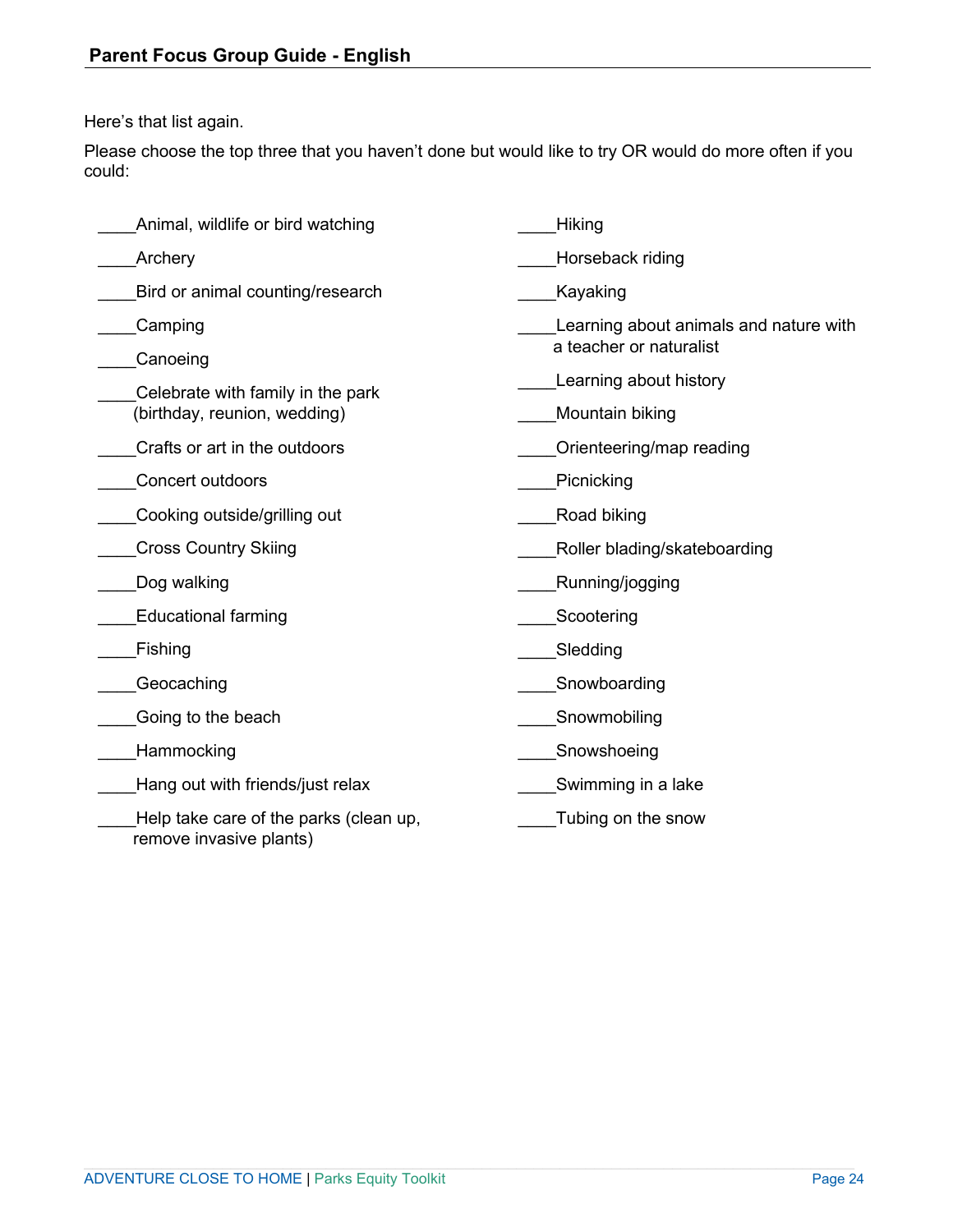Here's that list again.

Please choose the top three that you haven't done but would like to try OR would do more often if you could:

- ____Animal, wildlife or bird watching
- ____Archery
- ____Bird or animal counting/research
- ____Camping
- ____Canoeing
- ____Celebrate with family in the park (birthday, reunion, wedding)
- ____Crafts or art in the outdoors
- ____Concert outdoors
- ____Cooking outside/grilling out
- ____Cross Country Skiing
- ____Dog walking
- ____Educational farming
- ____Fishing
- ____Geocaching
- ____Going to the beach
- ____Hammocking
- ____Hang out with friends/just relax
- ____Help take care of the parks (clean up, remove invasive plants)
- ____Hiking
- ____Horseback riding
- ____Kayaking
- ____Learning about animals and nature with a teacher or naturalist
- ____Learning about history
- ____Mountain biking
- ____Orienteering/map reading
- ____Picnicking
- ____Road biking
- ____Roller blading/skateboarding
- ____Running/jogging
- ____Scootering
- ____Sledding
- ____Snowboarding
- ____Snowmobiling
- ____Snowshoeing
- ____Swimming in a lake
- ____Tubing on the snow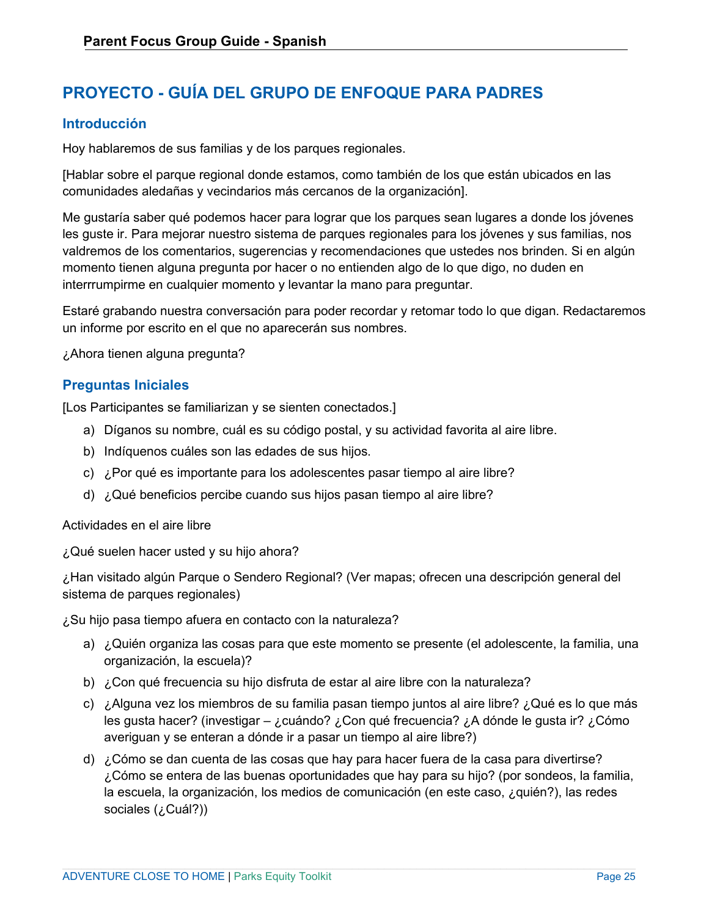# PROYECTO - GUÍA DEL GRUPO DE ENFOQUE PARA PADRES

## Introducción

Hoy hablaremos de sus familias y de los parques regionales.

[Hablar sobre el parque regional donde estamos, como también de los que están ubicados en las comunidades aledañas y vecindarios más cercanos de la organización].

Me gustaría saber qué podemos hacer para lograr que los parques sean lugares a donde los jóvenes les guste ir. Para mejorar nuestro sistema de parques regionales para los jóvenes y sus familias, nos valdremos de los comentarios, sugerencias y recomendaciones que ustedes nos brinden. Si en algún momento tienen alguna pregunta por hacer o no entienden algo de lo que digo, no duden en interrrumpirme en cualquier momento y levantar la mano para preguntar.

Estaré grabando nuestra conversación para poder recordar y retomar todo lo que digan. Redactaremos un informe por escrito en el que no aparecerán sus nombres.

¿Ahora tienen alguna pregunta?

## Preguntas Iniciales

[Los Participantes se familiarizan y se sienten conectados.]

a) Díganos su nombre, cuál es su código postal, y su actividad favorita al aire libre.
b) Indíquenos cuáles son las edades de sus hijos.
c) ¿Por qué es importante para los adolescentes pasar tiempo al aire libre?
d) ¿Qué beneficios percibe cuando sus hijos pasan tiempo al aire libre?

Actividades en el aire libre

¿Qué suelen hacer usted y su hijo ahora?

¿Han visitado algún Parque o Sendero Regional? (Ver mapas; ofrecen una descripción general del sistema de parques regionales)

¿Su hijo pasa tiempo afuera en contacto con la naturaleza?

a) ¿Quién organiza las cosas para que este momento se presente (el adolescente, la familia, una organización, la escuela)?
b) ¿Con qué frecuencia su hijo disfruta de estar al aire libre con la naturaleza?
c) ¿Alguna vez los miembros de su familia pasan tiempo juntos al aire libre? ¿Qué es lo que más les gusta hacer? (investigar – ¿cuándo? ¿Con qué frecuencia? ¿A dónde le gusta ir? ¿Cómo averiguan y se enteran a dónde ir a pasar un tiempo al aire libre?)
d) ¿Cómo se dan cuenta de las cosas que hay para hacer fuera de la casa para divertirse? ¿Cómo se entera de las buenas oportunidades que hay para su hijo? (por sondeos, la familia, la escuela, la organización, los medios de comunicación (en este caso, ¿quién?), las redes sociales (¿Cuál?))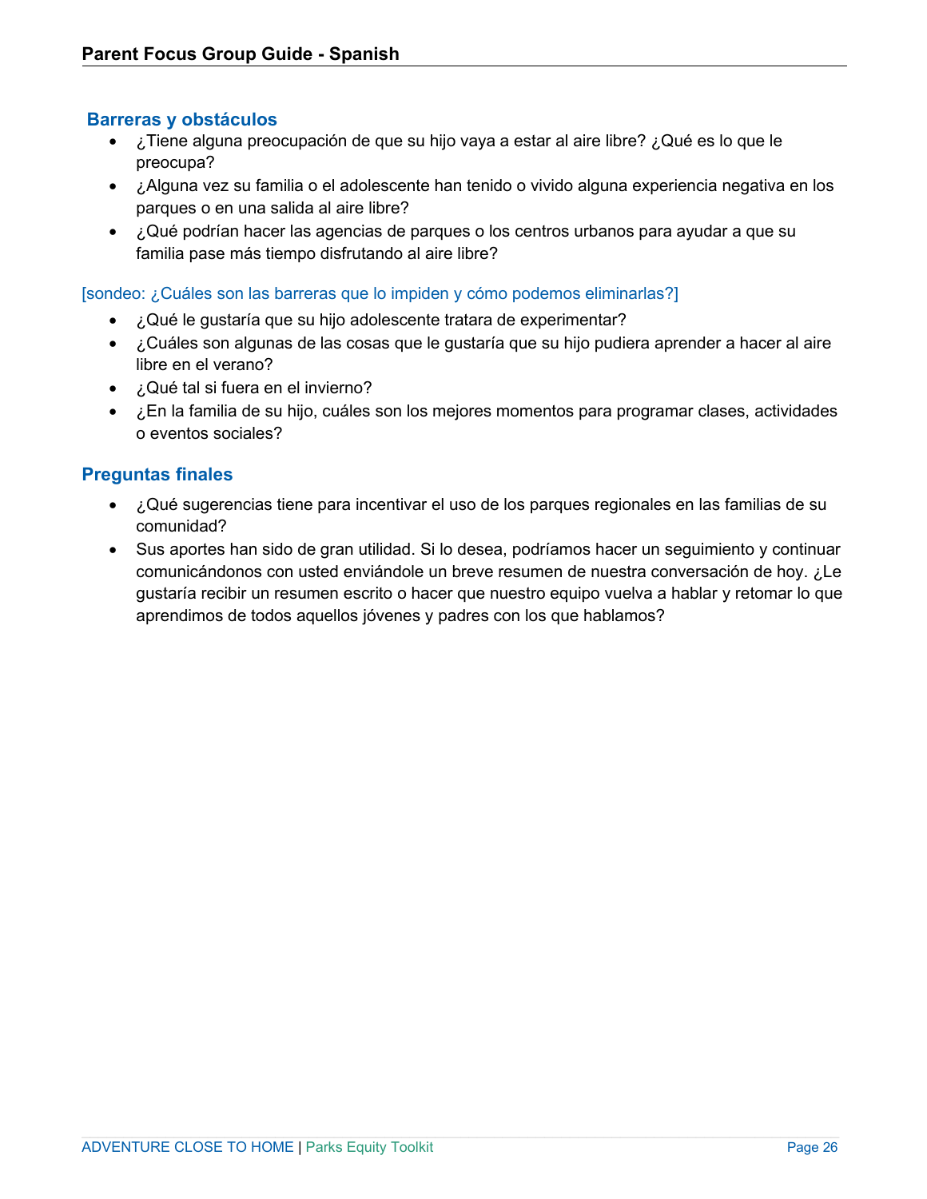## Barreras y obstáculos

- ¿Tiene alguna preocupación de que su hijo vaya a estar al aire libre? ¿Qué es lo que le preocupa?
- ¿Alguna vez su familia o el adolescente han tenido o vivido alguna experiencia negativa en los parques o en una salida al aire libre?
- ¿Qué podrían hacer las agencias de parques o los centros urbanos para ayudar a que su familia pase más tiempo disfrutando al aire libre?

[sondeo: ¿Cuáles son las barreras que lo impiden y cómo podemos eliminarlas?]

- ¿Qué le gustaría que su hijo adolescente tratara de experimentar?
- ¿Cuáles son algunas de las cosas que le gustaría que su hijo pudiera aprender a hacer al aire libre en el verano?
- ¿Qué tal si fuera en el invierno?
- ¿En la familia de su hijo, cuáles son los mejores momentos para programar clases, actividades o eventos sociales?

## Preguntas finales

- ¿Qué sugerencias tiene para incentivar el uso de los parques regionales en las familias de su comunidad?
- Sus aportes han sido de gran utilidad. Si lo desea, podríamos hacer un seguimiento y continuar comunicándonos con usted enviándole un breve resumen de nuestra conversación de hoy. ¿Le gustaría recibir un resumen escrito o hacer que nuestro equipo vuelva a hablar y retomar lo que aprendimos de todos aquellos jóvenes y padres con los que hablamos?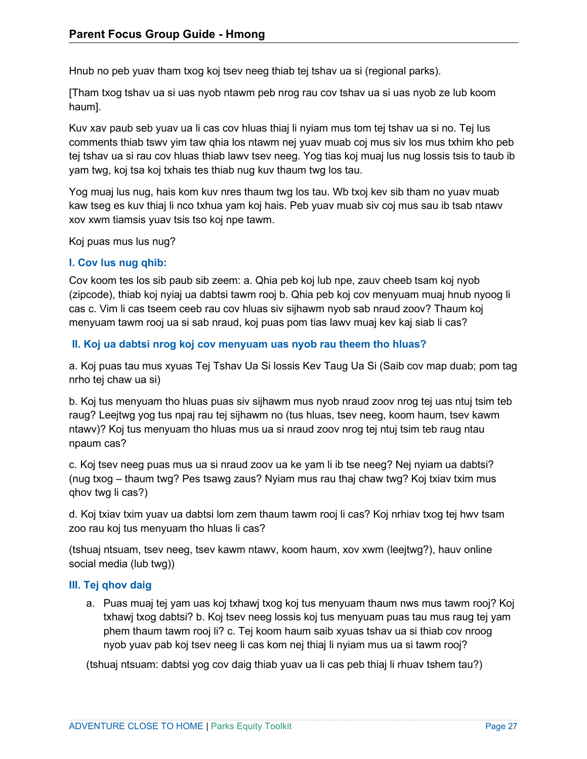Hnub no peb yuav tham txog koj tsev neeg thiab tej tshav ua si (regional parks).

[Tham txog tshav ua si uas nyob ntawm peb nrog rau cov tshav ua si uas nyob ze lub koom haum].

Kuv xav paub seb yuav ua li cas cov hluas thiaj li nyiam mus tom tej tshav ua si no. Tej lus comments thiab tswv yim taw qhia los ntawm nej yuav muab coj mus siv los mus txhim kho peb tej tshav ua si rau cov hluas thiab lawv tsev neeg. Yog tias koj muaj lus nug lossis tsis to taub ib yam twg, koj tsa koj txhais tes thiab nug kuv thaum twg los tau.

Yog muaj lus nug, hais kom kuv nres thaum twg los tau. Wb txoj kev sib tham no yuav muab kaw tseg es kuv thiaj li nco txhua yam koj hais. Peb yuav muab siv coj mus sau ib tsab ntawv xov xwm tiamsis yuav tsis tso koj npe tawm.

Koj puas mus lus nug?

### I. Cov lus nug qhib:

Cov koom tes los sib paub sib zeem: a. Qhia peb koj lub npe, zauv cheeb tsam koj nyob (zipcode), thiab koj nyiaj ua dabtsi tawm rooj b. Qhia peb koj cov menyuam muaj hnub nyoog li cas c. Vim li cas tseem ceeb rau cov hluas siv sijhawm nyob sab nraud zoov? Thaum koj menyuam tawm rooj ua si sab nraud, koj puas pom tias lawv muaj kev kaj siab li cas?

### II. Koj ua dabtsi nrog koj cov menyuam uas nyob rau theem tho hluas?

a. Koj puas tau mus xyuas Tej Tshav Ua Si lossis Kev Taug Ua Si (Saib cov map duab; pom tag nrho tej chaw ua si)

b. Koj tus menyuam tho hluas puas siv sijhawm mus nyob nraud zoov nrog tej uas ntuj tsim teb raug? Leejtwg yog tus npaj rau tej sijhawm no (tus hluas, tsev neeg, koom haum, tsev kawm ntawv)? Koj tus menyuam tho hluas mus ua si nraud zoov nrog tej ntuj tsim teb raug ntau npaum cas?

c. Koj tsev neeg puas mus ua si nraud zoov ua ke yam li ib tse neeg? Nej nyiam ua dabtsi? (nug txog – thaum twg? Pes tsawg zaus? Nyiam mus rau thaj chaw twg? Koj txiav txim mus qhov twg li cas?)

d. Koj txiav txim yuav ua dabtsi lom zem thaum tawm rooj li cas? Koj nrhiav txog tej hwv tsam zoo rau koj tus menyuam tho hluas li cas?

(tshuaj ntsuam, tsev neeg, tsev kawm ntawv, koom haum, xov xwm (leejtwg?), hauv online social media (lub twg))

### III. Tej qhov daig

a. Puas muaj tej yam uas koj txhawj txog koj tus menyuam thaum nws mus tawm rooj? Koj txhawj txog dabtsi? b. Koj tsev neeg lossis koj tus menyuam puas tau mus raug tej yam phem thaum tawm rooj li? c. Tej koom haum saib xyuas tshav ua si thiab cov nroog nyob yuav pab koj tsev neeg li cas kom nej thiaj li nyiam mus ua si tawm rooj?

(tshuaj ntsuam: dabtsi yog cov daig thiab yuav ua li cas peb thiaj li rhuav tshem tau?)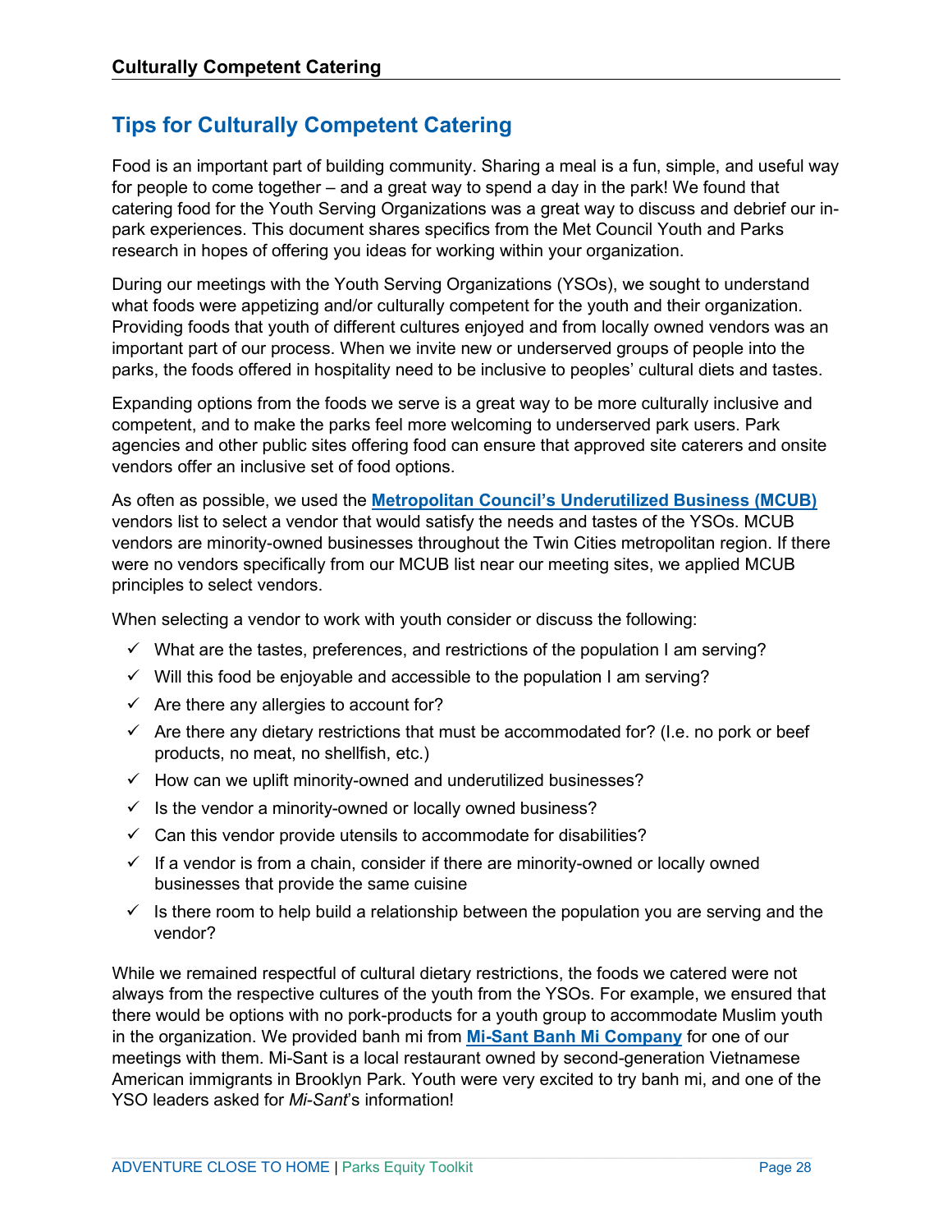## Tips for Culturally Competent Catering

Food is an important part of building community. Sharing a meal is a fun, simple, and useful way for people to come together – and a great way to spend a day in the park! We found that catering food for the Youth Serving Organizations was a great way to discuss and debrief our in-park experiences. This document shares specifics from the Met Council Youth and Parks research in hopes of offering you ideas for working within your organization.

During our meetings with the Youth Serving Organizations (YSOs), we sought to understand what foods were appetizing and/or culturally competent for the youth and their organization. Providing foods that youth of different cultures enjoyed and from locally owned vendors was an important part of our process. When we invite new or underserved groups of people into the parks, the foods offered in hospitality need to be inclusive to peoples' cultural diets and tastes.

Expanding options from the foods we serve is a great way to be more culturally inclusive and competent, and to make the parks feel more welcoming to underserved park users. Park agencies and other public sites offering food can ensure that approved site caterers and onsite vendors offer an inclusive set of food options.

As often as possible, we used the **Metropolitan Council's Underutilized Business (MCUB)** vendors list to select a vendor that would satisfy the needs and tastes of the YSOs. MCUB vendors are minority-owned businesses throughout the Twin Cities metropolitan region. If there were no vendors specifically from our MCUB list near our meeting sites, we applied MCUB principles to select vendors.

When selecting a vendor to work with youth consider or discuss the following:

- ✓ What are the tastes, preferences, and restrictions of the population I am serving?
- ✓ Will this food be enjoyable and accessible to the population I am serving?
- ✓ Are there any allergies to account for?
- ✓ Are there any dietary restrictions that must be accommodated for? (I.e. no pork or beef products, no meat, no shellfish, etc.)
- ✓ How can we uplift minority-owned and underutilized businesses?
- ✓ Is the vendor a minority-owned or locally owned business?
- ✓ Can this vendor provide utensils to accommodate for disabilities?
- ✓ If a vendor is from a chain, consider if there are minority-owned or locally owned businesses that provide the same cuisine
- ✓ Is there room to help build a relationship between the population you are serving and the vendor?

While we remained respectful of cultural dietary restrictions, the foods we catered were not always from the respective cultures of the youth from the YSOs. For example, we ensured that there would be options with no pork-products for a youth group to accommodate Muslim youth in the organization. We provided banh mi from **Mi-Sant Banh Mi Company** for one of our meetings with them. Mi-Sant is a local restaurant owned by second-generation Vietnamese American immigrants in Brooklyn Park. Youth were very excited to try banh mi, and one of the YSO leaders asked for *Mi-Sant*'s information!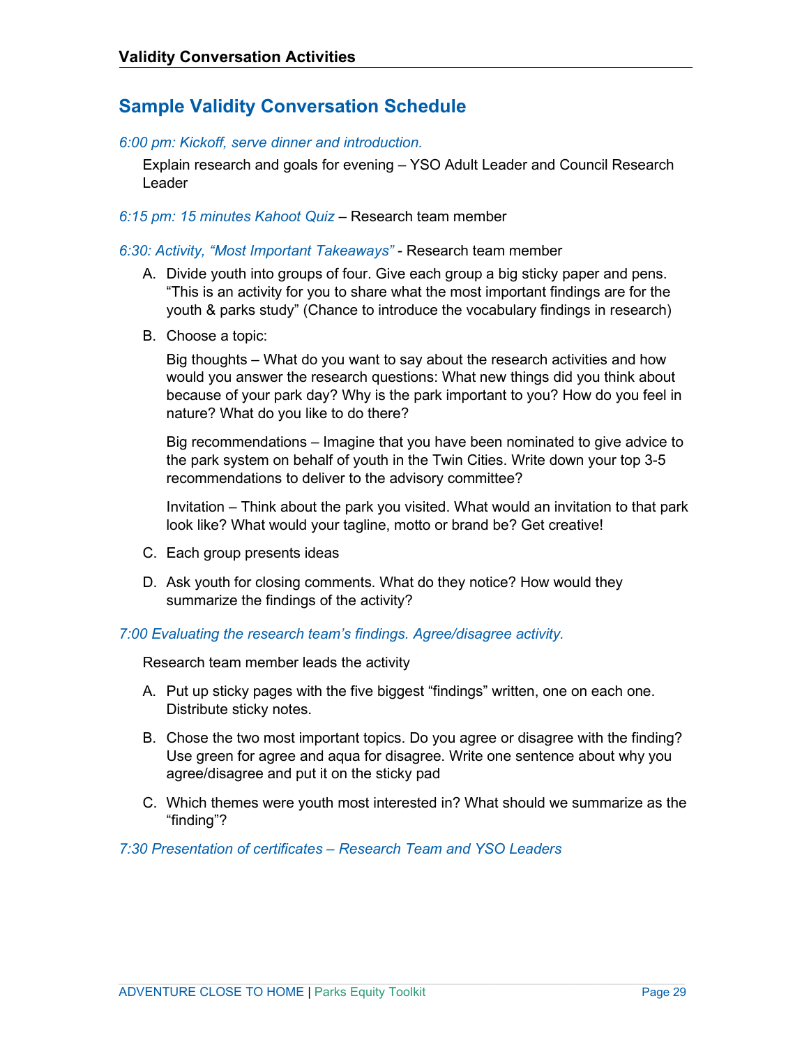## Sample Validity Conversation Schedule

*6:00 pm: Kickoff, serve dinner and introduction.*

Explain research and goals for evening – YSO Adult Leader and Council Research Leader

*6:15 pm: 15 minutes Kahoot Quiz* – Research team member

*6:30: Activity, "Most Important Takeaways"* - Research team member

A. Divide youth into groups of four. Give each group a big sticky paper and pens. "This is an activity for you to share what the most important findings are for the youth & parks study" (Chance to introduce the vocabulary findings in research)

B. Choose a topic:

   Big thoughts – What do you want to say about the research activities and how would you answer the research questions: What new things did you think about because of your park day? Why is the park important to you? How do you feel in nature? What do you like to do there?

   Big recommendations – Imagine that you have been nominated to give advice to the park system on behalf of youth in the Twin Cities. Write down your top 3-5 recommendations to deliver to the advisory committee?

   Invitation – Think about the park you visited. What would an invitation to that park look like? What would your tagline, motto or brand be? Get creative!

C. Each group presents ideas

D. Ask youth for closing comments. What do they notice? How would they summarize the findings of the activity?

*7:00 Evaluating the research team's findings. Agree/disagree activity.*

Research team member leads the activity

A. Put up sticky pages with the five biggest "findings" written, one on each one. Distribute sticky notes.

B. Chose the two most important topics. Do you agree or disagree with the finding? Use green for agree and aqua for disagree. Write one sentence about why you agree/disagree and put it on the sticky pad

C. Which themes were youth most interested in? What should we summarize as the "finding"?

*7:30 Presentation of certificates – Research Team and YSO Leaders*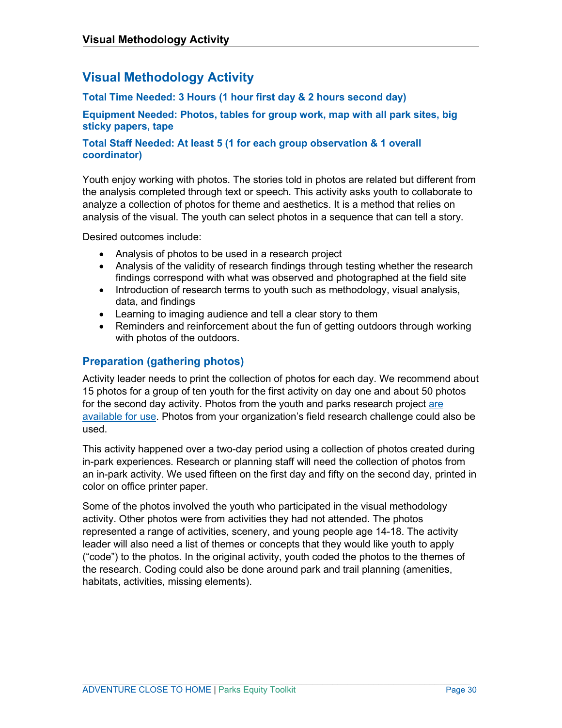## Visual Methodology Activity

**Total Time Needed: 3 Hours (1 hour first day & 2 hours second day)**

**Equipment Needed: Photos, tables for group work, map with all park sites, big sticky papers, tape**

**Total Staff Needed: At least 5 (1 for each group observation & 1 overall coordinator)**

Youth enjoy working with photos. The stories told in photos are related but different from the analysis completed through text or speech. This activity asks youth to collaborate to analyze a collection of photos for theme and aesthetics. It is a method that relies on analysis of the visual. The youth can select photos in a sequence that can tell a story.

Desired outcomes include:

- Analysis of photos to be used in a research project
- Analysis of the validity of research findings through testing whether the research findings correspond with what was observed and photographed at the field site
- Introduction of research terms to youth such as methodology, visual analysis, data, and findings
- Learning to imaging audience and tell a clear story to them
- Reminders and reinforcement about the fun of getting outdoors through working with photos of the outdoors.

### Preparation (gathering photos)

Activity leader needs to print the collection of photos for each day. We recommend about 15 photos for a group of ten youth for the first activity on day one and about 50 photos for the second day activity. Photos from the youth and parks research project are available for use. Photos from your organization's field research challenge could also be used.

This activity happened over a two-day period using a collection of photos created during in-park experiences. Research or planning staff will need the collection of photos from an in-park activity. We used fifteen on the first day and fifty on the second day, printed in color on office printer paper.

Some of the photos involved the youth who participated in the visual methodology activity. Other photos were from activities they had not attended. The photos represented a range of activities, scenery, and young people age 14-18. The activity leader will also need a list of themes or concepts that they would like youth to apply ("code") to the photos. In the original activity, youth coded the photos to the themes of the research. Coding could also be done around park and trail planning (amenities, habitats, activities, missing elements).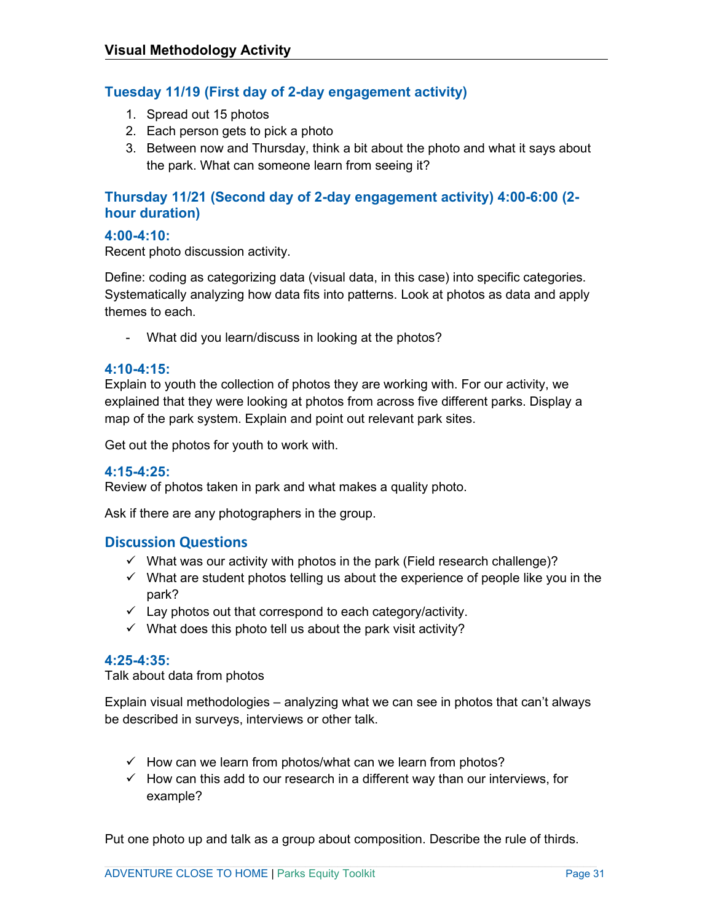## Visual Methodology Activity

### Tuesday 11/19 (First day of 2-day engagement activity)

1. Spread out 15 photos
2. Each person gets to pick a photo
3. Between now and Thursday, think a bit about the photo and what it says about the park. What can someone learn from seeing it?

### Thursday 11/21 (Second day of 2-day engagement activity) 4:00-6:00 (2-hour duration)

#### 4:00-4:10:

Recent photo discussion activity.

Define: coding as categorizing data (visual data, in this case) into specific categories. Systematically analyzing how data fits into patterns. Look at photos as data and apply themes to each.

- What did you learn/discuss in looking at the photos?

#### 4:10-4:15:

Explain to youth the collection of photos they are working with. For our activity, we explained that they were looking at photos from across five different parks. Display a map of the park system. Explain and point out relevant park sites.

Get out the photos for youth to work with.

#### 4:15-4:25:

Review of photos taken in park and what makes a quality photo.

Ask if there are any photographers in the group.

### Discussion Questions

- ✓ What was our activity with photos in the park (Field research challenge)?
- ✓ What are student photos telling us about the experience of people like you in the park?
- ✓ Lay photos out that correspond to each category/activity.
- ✓ What does this photo tell us about the park visit activity?

#### 4:25-4:35:

Talk about data from photos

Explain visual methodologies – analyzing what we can see in photos that can't always be described in surveys, interviews or other talk.

- ✓ How can we learn from photos/what can we learn from photos?
- ✓ How can this add to our research in a different way than our interviews, for example?

Put one photo up and talk as a group about composition. Describe the rule of thirds.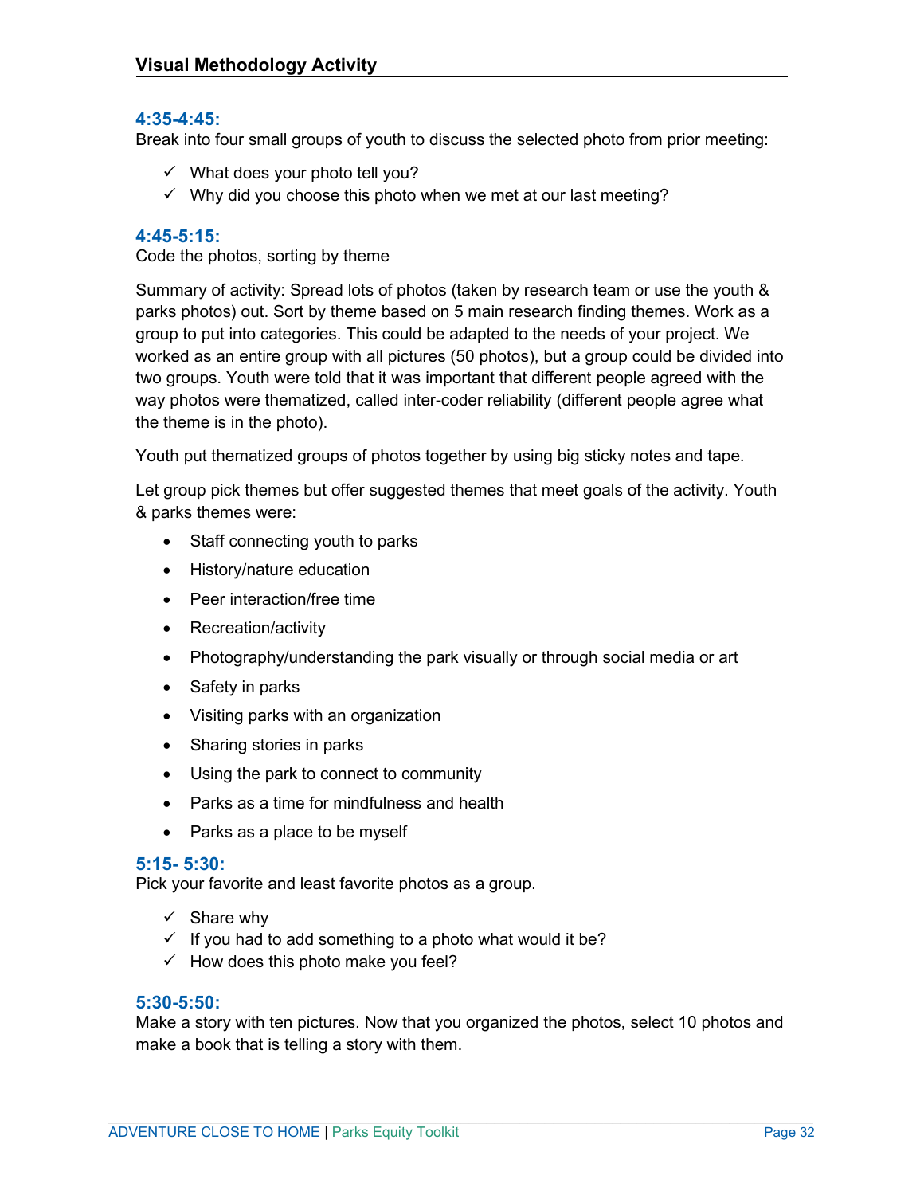## Visual Methodology Activity

### 4:35-4:45:

Break into four small groups of youth to discuss the selected photo from prior meeting:

- ✓ What does your photo tell you?
- ✓ Why did you choose this photo when we met at our last meeting?

### 4:45-5:15:

Code the photos, sorting by theme

Summary of activity: Spread lots of photos (taken by research team or use the youth & parks photos) out. Sort by theme based on 5 main research finding themes. Work as a group to put into categories. This could be adapted to the needs of your project. We worked as an entire group with all pictures (50 photos), but a group could be divided into two groups. Youth were told that it was important that different people agreed with the way photos were thematized, called inter-coder reliability (different people agree what the theme is in the photo).

Youth put thematized groups of photos together by using big sticky notes and tape.

Let group pick themes but offer suggested themes that meet goals of the activity. Youth & parks themes were:

- Staff connecting youth to parks
- History/nature education
- Peer interaction/free time
- Recreation/activity
- Photography/understanding the park visually or through social media or art
- Safety in parks
- Visiting parks with an organization
- Sharing stories in parks
- Using the park to connect to community
- Parks as a time for mindfulness and health
- Parks as a place to be myself

### 5:15- 5:30:

Pick your favorite and least favorite photos as a group.

- ✓ Share why
- ✓ If you had to add something to a photo what would it be?
- ✓ How does this photo make you feel?

### 5:30-5:50:

Make a story with ten pictures. Now that you organized the photos, select 10 photos and make a book that is telling a story with them.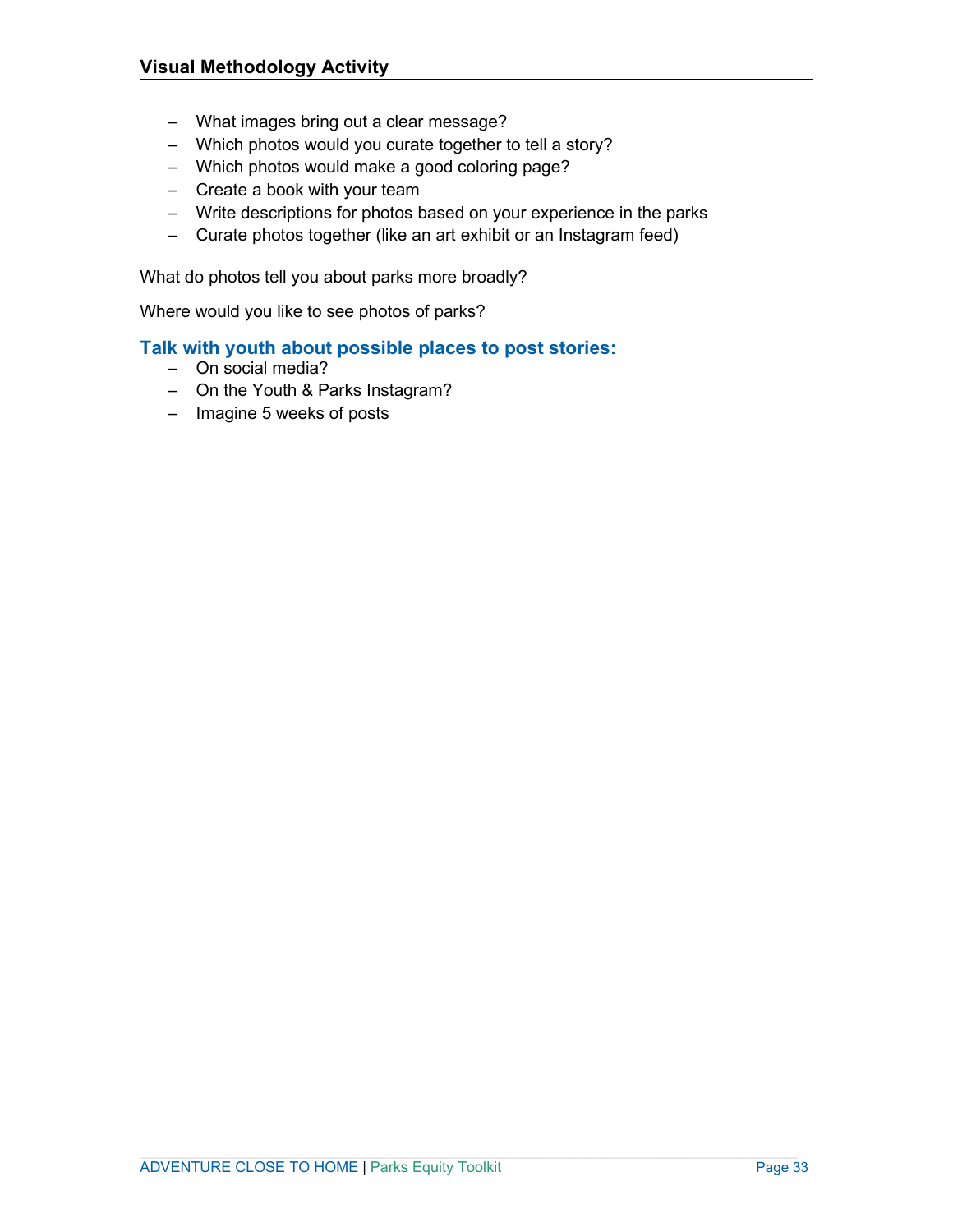## Visual Methodology Activity

- What images bring out a clear message?
- Which photos would you curate together to tell a story?
- Which photos would make a good coloring page?
- Create a book with your team
- Write descriptions for photos based on your experience in the parks
- Curate photos together (like an art exhibit or an Instagram feed)

What do photos tell you about parks more broadly?

Where would you like to see photos of parks?

### Talk with youth about possible places to post stories:

- On social media?
- On the Youth & Parks Instagram?
- Imagine 5 weeks of posts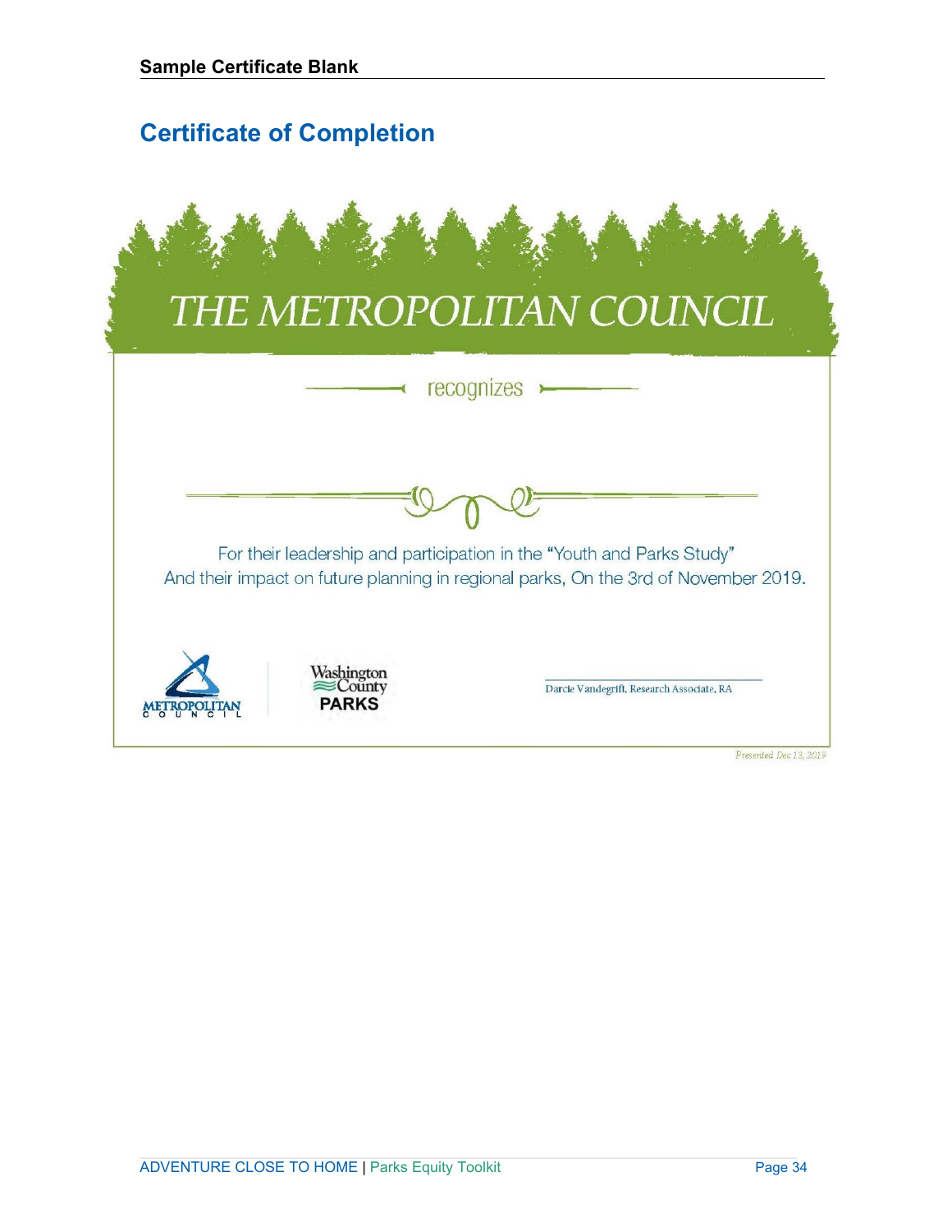**Sample Certificate Blank**

## Certificate of Completion

THE METROPOLITAN COUNCIL

recognizes

For their leadership and participation in the "Youth and Parks Study"
And their impact on future planning in regional parks, On the 3rd of November 2019.

METROPOLITAN COUNCIL

Washington County PARKS

Darcie Vandegrift, Research Associate, RA

Presented Dec 13, 2019